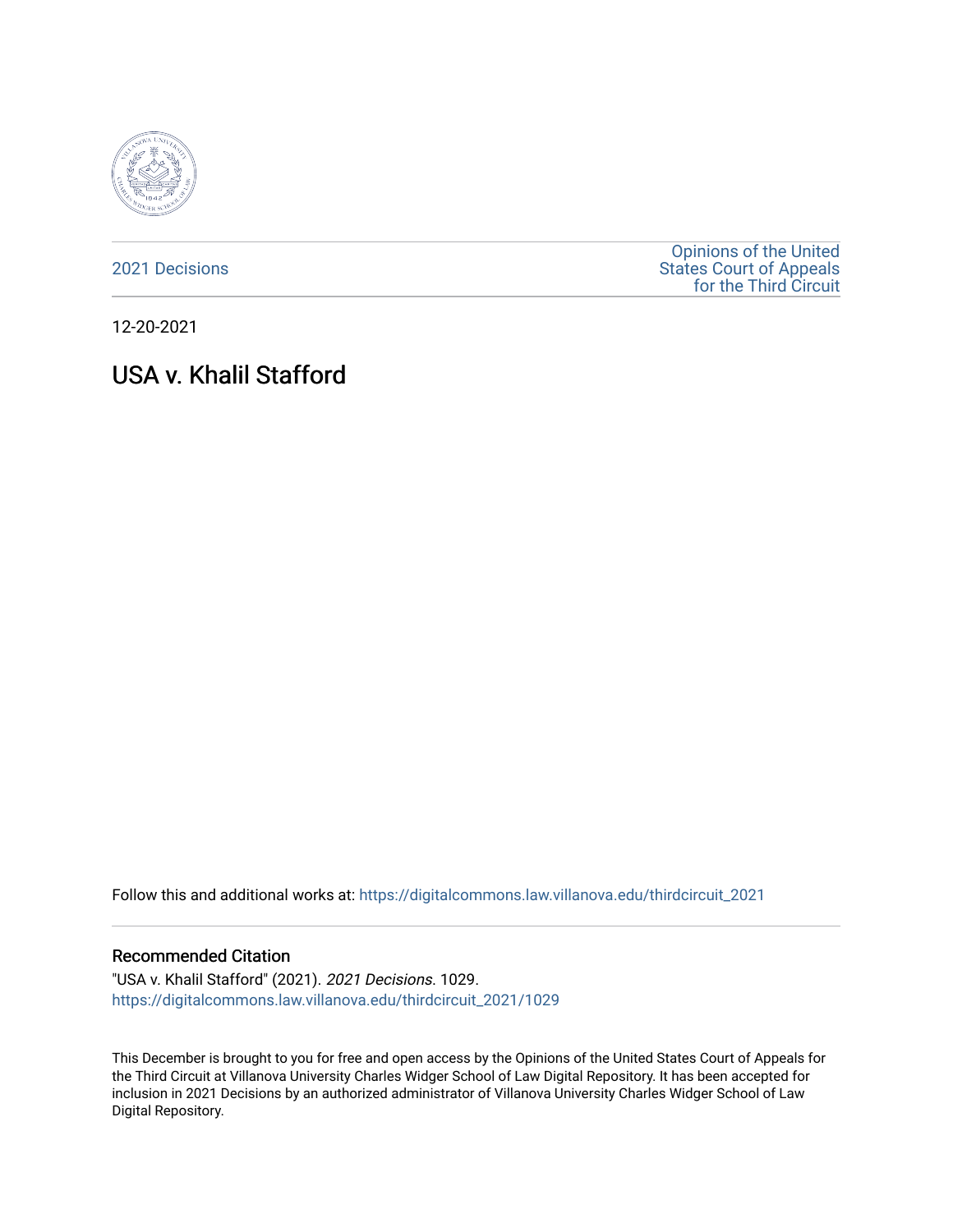2021 Decisions

Opinions of the United States Court of Appeals for the Third Circuit

12-20-2021

# USA v. Khalil Stafford

Follow this and additional works at: https://digitalcommons.law.villanova.edu/thirdcircuit_2021

## Recommended Citation

"USA v. Khalil Stafford" (2021). *2021 Decisions*. 1029.
https://digitalcommons.law.villanova.edu/thirdcircuit_2021/1029

This December is brought to you for free and open access by the Opinions of the United States Court of Appeals for the Third Circuit at Villanova University Charles Widger School of Law Digital Repository. It has been accepted for inclusion in 2021 Decisions by an authorized administrator of Villanova University Charles Widger School of Law Digital Repository.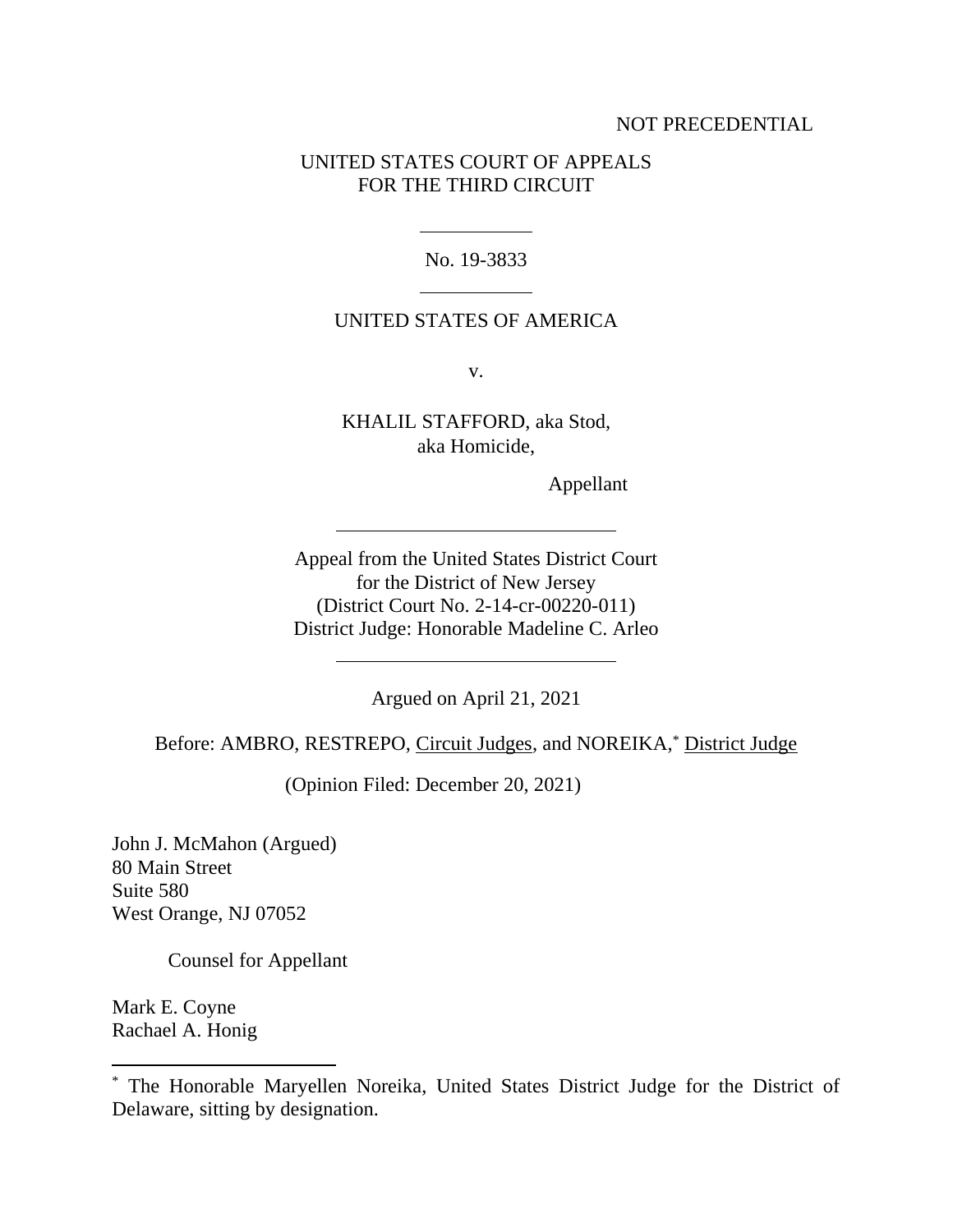NOT PRECEDENTIAL

UNITED STATES COURT OF APPEALS
FOR THE THIRD CIRCUIT

---

No. 19-3833

---

UNITED STATES OF AMERICA

v.

KHALIL STAFFORD, aka Stod,
aka Homicide,

Appellant

---

Appeal from the United States District Court
for the District of New Jersey
(District Court No. 2-14-cr-00220-011)
District Judge: Honorable Madeline C. Arleo

---

Argued on April 21, 2021

Before: AMBRO, RESTREPO, Circuit Judges, and NOREIKA,* District Judge

(Opinion Filed: December 20, 2021)

John J. McMahon (Argued)
80 Main Street
Suite 580
West Orange, NJ 07052

Counsel for Appellant

Mark E. Coyne
Rachael A. Honig

---

* The Honorable Maryellen Noreika, United States District Judge for the District of Delaware, sitting by designation.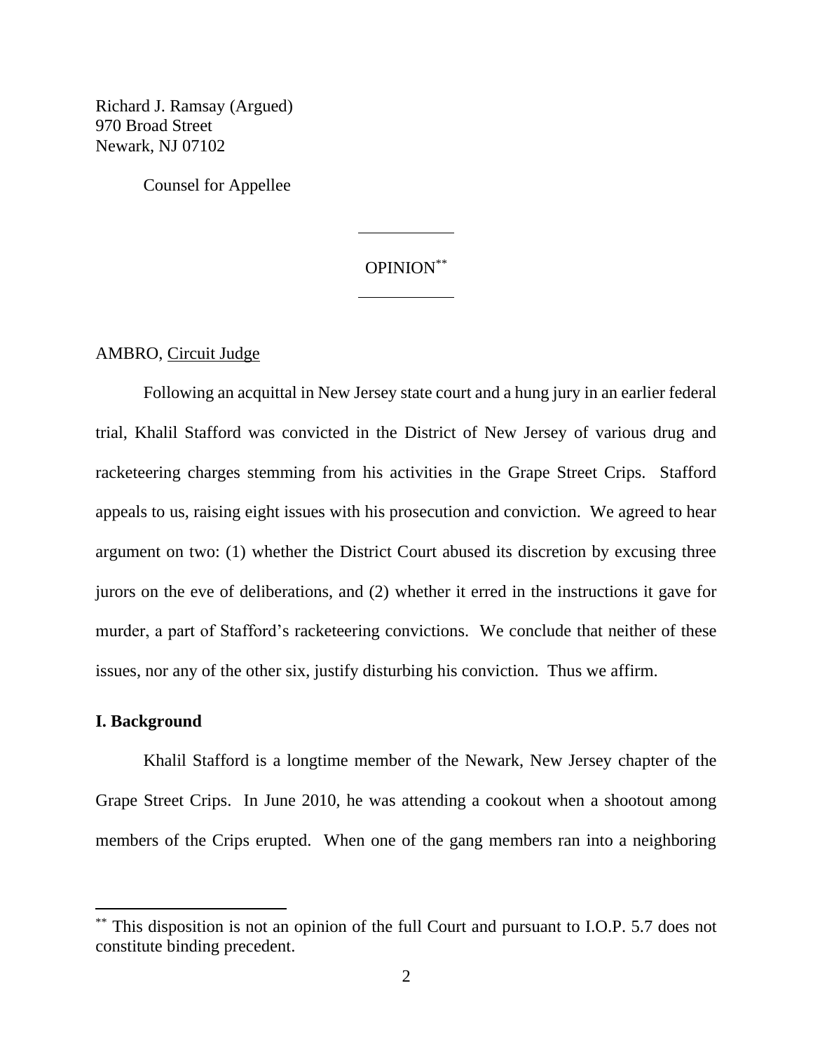Richard J. Ramsay (Argued)
970 Broad Street
Newark, NJ 07102

Counsel for Appellee

---

OPINION[**]

---

AMBRO, Circuit Judge

Following an acquittal in New Jersey state court and a hung jury in an earlier federal trial, Khalil Stafford was convicted in the District of New Jersey of various drug and racketeering charges stemming from his activities in the Grape Street Crips. Stafford appeals to us, raising eight issues with his prosecution and conviction. We agreed to hear argument on two: (1) whether the District Court abused its discretion by excusing three jurors on the eve of deliberations, and (2) whether it erred in the instructions it gave for murder, a part of Stafford's racketeering convictions. We conclude that neither of these issues, nor any of the other six, justify disturbing his conviction. Thus we affirm.

## I. Background

Khalil Stafford is a longtime member of the Newark, New Jersey chapter of the Grape Street Crips. In June 2010, he was attending a cookout when a shootout among members of the Crips erupted. When one of the gang members ran into a neighboring

[**] This disposition is not an opinion of the full Court and pursuant to I.O.P. 5.7 does not constitute binding precedent.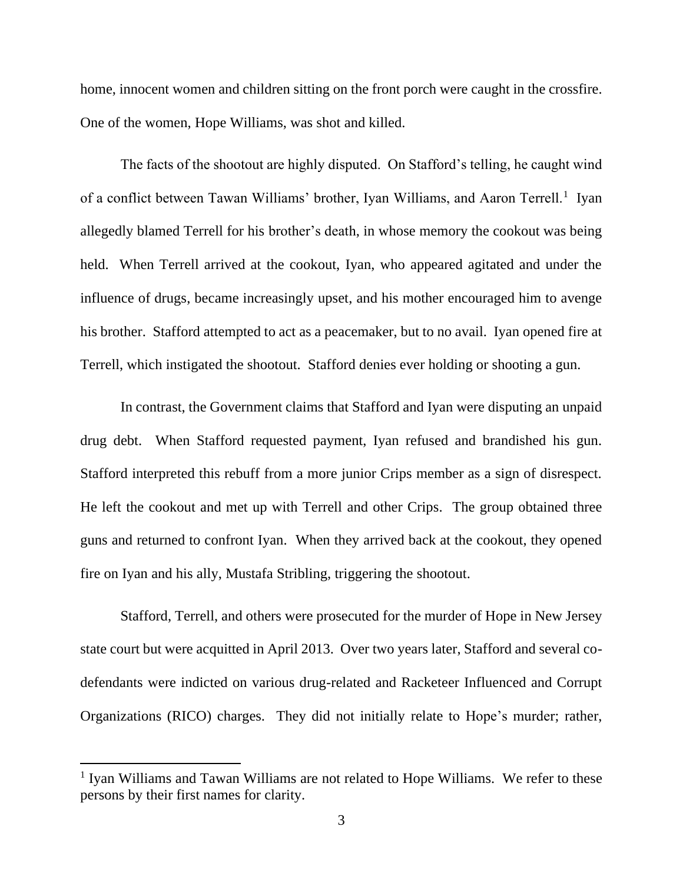home, innocent women and children sitting on the front porch were caught in the crossfire. One of the women, Hope Williams, was shot and killed.

The facts of the shootout are highly disputed. On Stafford's telling, he caught wind of a conflict between Tawan Williams' brother, Iyan Williams, and Aaron Terrell.[1] Iyan allegedly blamed Terrell for his brother's death, in whose memory the cookout was being held. When Terrell arrived at the cookout, Iyan, who appeared agitated and under the influence of drugs, became increasingly upset, and his mother encouraged him to avenge his brother. Stafford attempted to act as a peacemaker, but to no avail. Iyan opened fire at Terrell, which instigated the shootout. Stafford denies ever holding or shooting a gun.

In contrast, the Government claims that Stafford and Iyan were disputing an unpaid drug debt. When Stafford requested payment, Iyan refused and brandished his gun. Stafford interpreted this rebuff from a more junior Crips member as a sign of disrespect. He left the cookout and met up with Terrell and other Crips. The group obtained three guns and returned to confront Iyan. When they arrived back at the cookout, they opened fire on Iyan and his ally, Mustafa Stribling, triggering the shootout.

Stafford, Terrell, and others were prosecuted for the murder of Hope in New Jersey state court but were acquitted in April 2013. Over two years later, Stafford and several co-defendants were indicted on various drug-related and Racketeer Influenced and Corrupt Organizations (RICO) charges. They did not initially relate to Hope's murder; rather,

[1] Iyan Williams and Tawan Williams are not related to Hope Williams. We refer to these persons by their first names for clarity.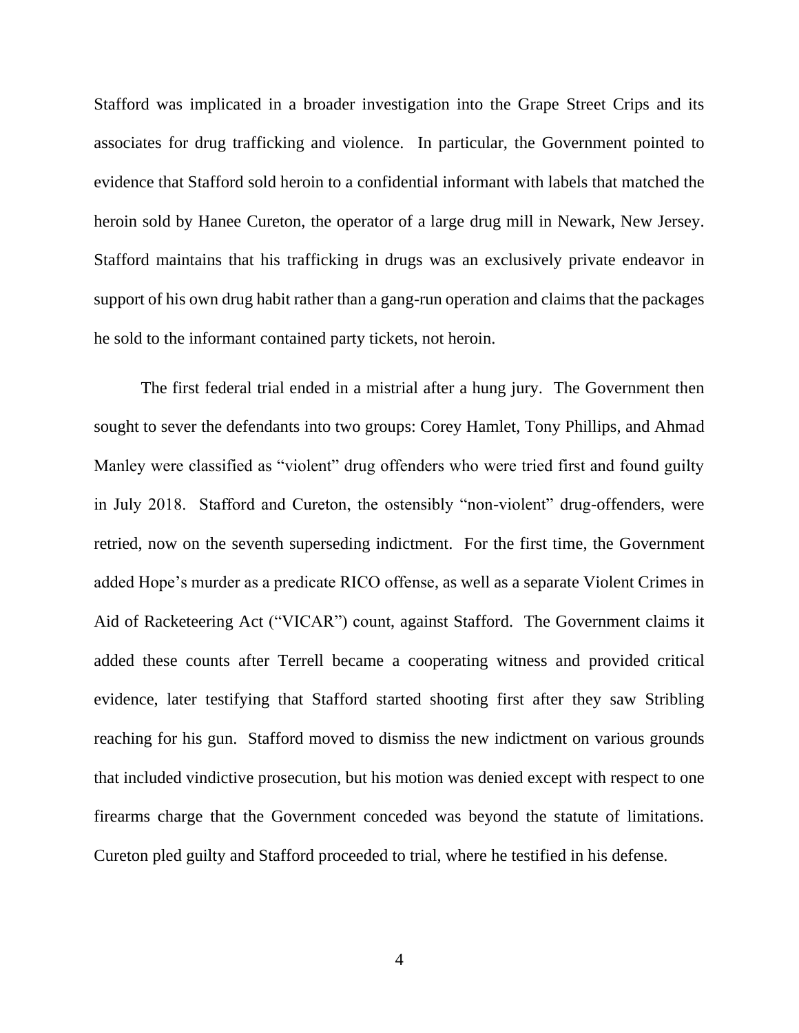Stafford was implicated in a broader investigation into the Grape Street Crips and its associates for drug trafficking and violence. In particular, the Government pointed to evidence that Stafford sold heroin to a confidential informant with labels that matched the heroin sold by Hanee Cureton, the operator of a large drug mill in Newark, New Jersey. Stafford maintains that his trafficking in drugs was an exclusively private endeavor in support of his own drug habit rather than a gang-run operation and claims that the packages he sold to the informant contained party tickets, not heroin.

The first federal trial ended in a mistrial after a hung jury. The Government then sought to sever the defendants into two groups: Corey Hamlet, Tony Phillips, and Ahmad Manley were classified as "violent" drug offenders who were tried first and found guilty in July 2018. Stafford and Cureton, the ostensibly "non-violent" drug-offenders, were retried, now on the seventh superseding indictment. For the first time, the Government added Hope's murder as a predicate RICO offense, as well as a separate Violent Crimes in Aid of Racketeering Act ("VICAR") count, against Stafford. The Government claims it added these counts after Terrell became a cooperating witness and provided critical evidence, later testifying that Stafford started shooting first after they saw Stribling reaching for his gun. Stafford moved to dismiss the new indictment on various grounds that included vindictive prosecution, but his motion was denied except with respect to one firearms charge that the Government conceded was beyond the statute of limitations. Cureton pled guilty and Stafford proceeded to trial, where he testified in his defense.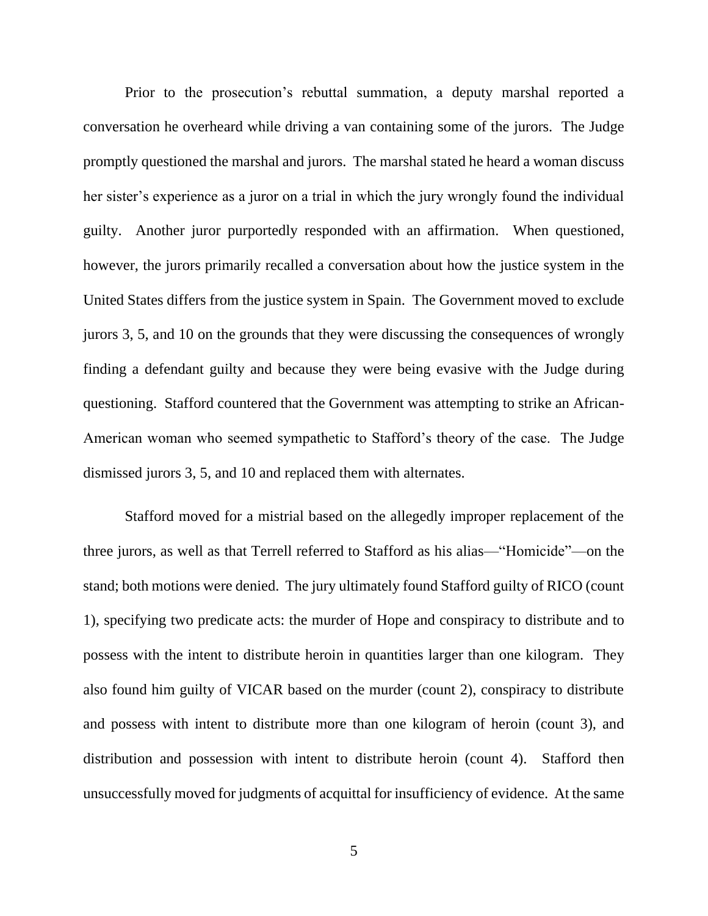Prior to the prosecution's rebuttal summation, a deputy marshal reported a conversation he overheard while driving a van containing some of the jurors. The Judge promptly questioned the marshal and jurors. The marshal stated he heard a woman discuss her sister's experience as a juror on a trial in which the jury wrongly found the individual guilty. Another juror purportedly responded with an affirmation. When questioned, however, the jurors primarily recalled a conversation about how the justice system in the United States differs from the justice system in Spain. The Government moved to exclude jurors 3, 5, and 10 on the grounds that they were discussing the consequences of wrongly finding a defendant guilty and because they were being evasive with the Judge during questioning. Stafford countered that the Government was attempting to strike an African-American woman who seemed sympathetic to Stafford's theory of the case. The Judge dismissed jurors 3, 5, and 10 and replaced them with alternates.

Stafford moved for a mistrial based on the allegedly improper replacement of the three jurors, as well as that Terrell referred to Stafford as his alias—"Homicide"—on the stand; both motions were denied. The jury ultimately found Stafford guilty of RICO (count 1), specifying two predicate acts: the murder of Hope and conspiracy to distribute and to possess with the intent to distribute heroin in quantities larger than one kilogram. They also found him guilty of VICAR based on the murder (count 2), conspiracy to distribute and possess with intent to distribute more than one kilogram of heroin (count 3), and distribution and possession with intent to distribute heroin (count 4). Stafford then unsuccessfully moved for judgments of acquittal for insufficiency of evidence. At the same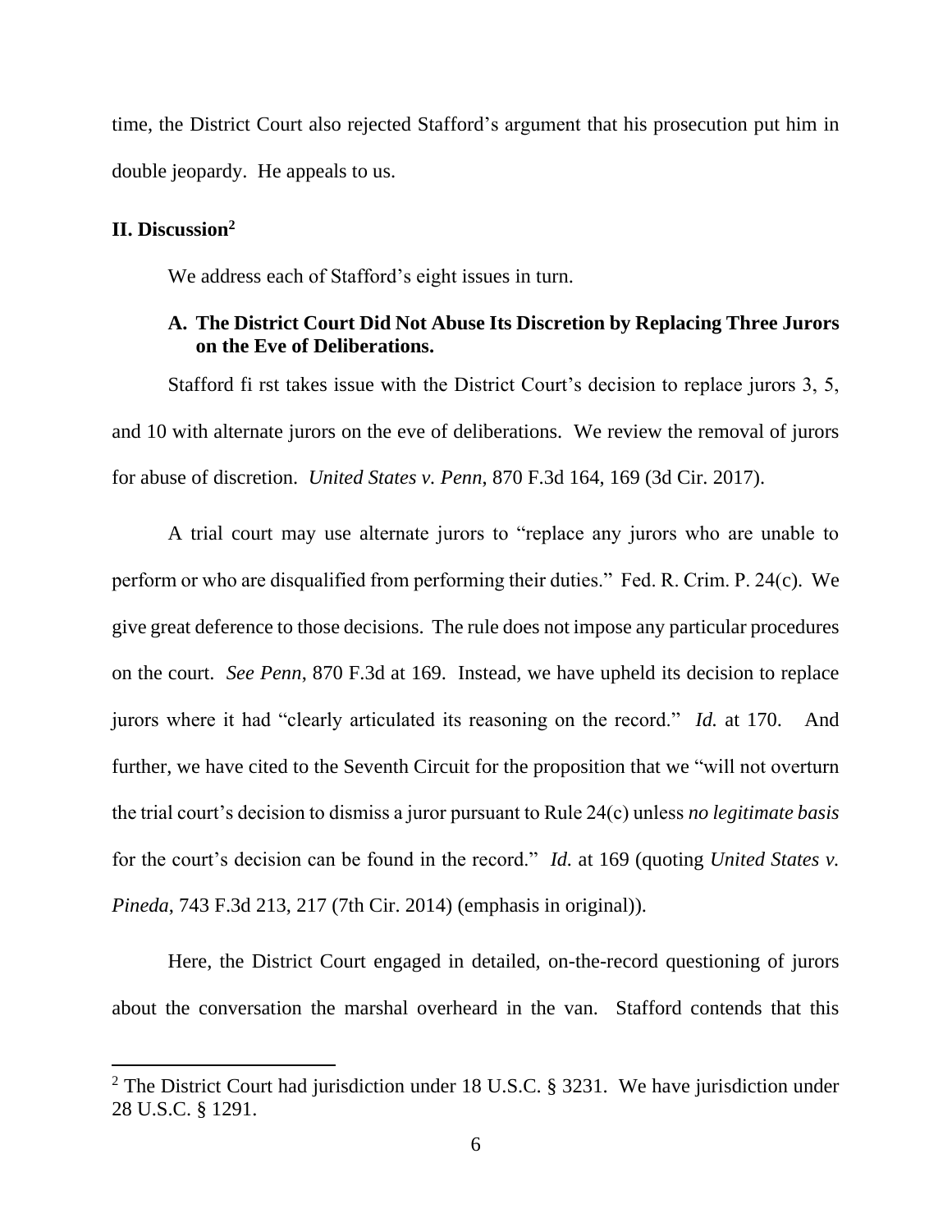time, the District Court also rejected Stafford's argument that his prosecution put him in double jeopardy. He appeals to us.

## II. Discussion[2]

We address each of Stafford's eight issues in turn.

### A. The District Court Did Not Abuse Its Discretion by Replacing Three Jurors on the Eve of Deliberations.

Stafford first takes issue with the District Court's decision to replace jurors 3, 5, and 10 with alternate jurors on the eve of deliberations. We review the removal of jurors for abuse of discretion. *United States v. Penn*, 870 F.3d 164, 169 (3d Cir. 2017).

A trial court may use alternate jurors to "replace any jurors who are unable to perform or who are disqualified from performing their duties." Fed. R. Crim. P. 24(c). We give great deference to those decisions. The rule does not impose any particular procedures on the court. *See Penn*, 870 F.3d at 169. Instead, we have upheld its decision to replace jurors where it had "clearly articulated its reasoning on the record." *Id.* at 170. And further, we have cited to the Seventh Circuit for the proposition that we "will not overturn the trial court's decision to dismiss a juror pursuant to Rule 24(c) unless *no legitimate basis* for the court's decision can be found in the record." *Id.* at 169 (quoting *United States v. Pineda*, 743 F.3d 213, 217 (7th Cir. 2014) (emphasis in original)).

Here, the District Court engaged in detailed, on-the-record questioning of jurors about the conversation the marshal overheard in the van. Stafford contends that this

[2] The District Court had jurisdiction under 18 U.S.C. § 3231. We have jurisdiction under 28 U.S.C. § 1291.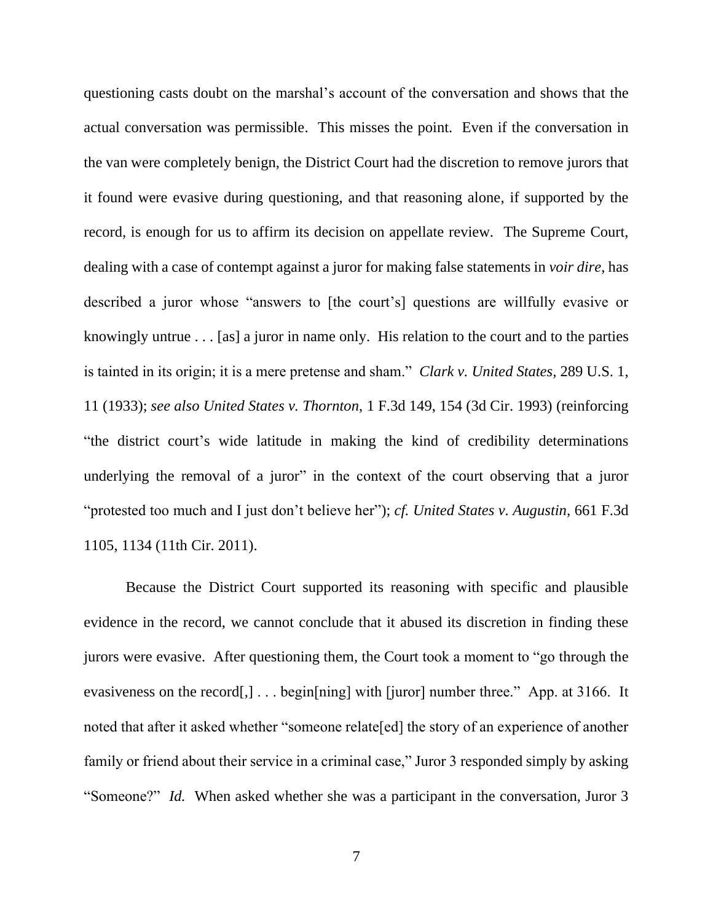questioning casts doubt on the marshal's account of the conversation and shows that the actual conversation was permissible. This misses the point. Even if the conversation in the van were completely benign, the District Court had the discretion to remove jurors that it found were evasive during questioning, and that reasoning alone, if supported by the record, is enough for us to affirm its decision on appellate review. The Supreme Court, dealing with a case of contempt against a juror for making false statements in *voir dire*, has described a juror whose "answers to [the court's] questions are willfully evasive or knowingly untrue . . . [as] a juror in name only. His relation to the court and to the parties is tainted in its origin; it is a mere pretense and sham." *Clark v. United States*, 289 U.S. 1, 11 (1933); *see also United States v. Thornton*, 1 F.3d 149, 154 (3d Cir. 1993) (reinforcing "the district court's wide latitude in making the kind of credibility determinations underlying the removal of a juror" in the context of the court observing that a juror "protested too much and I just don't believe her"); *cf. United States v. Augustin*, 661 F.3d 1105, 1134 (11th Cir. 2011).

Because the District Court supported its reasoning with specific and plausible evidence in the record, we cannot conclude that it abused its discretion in finding these jurors were evasive. After questioning them, the Court took a moment to "go through the evasiveness on the record[,] . . . begin[ning] with [juror] number three." App. at 3166. It noted that after it asked whether "someone relate[ed] the story of an experience of another family or friend about their service in a criminal case," Juror 3 responded simply by asking "Someone?" *Id.* When asked whether she was a participant in the conversation, Juror 3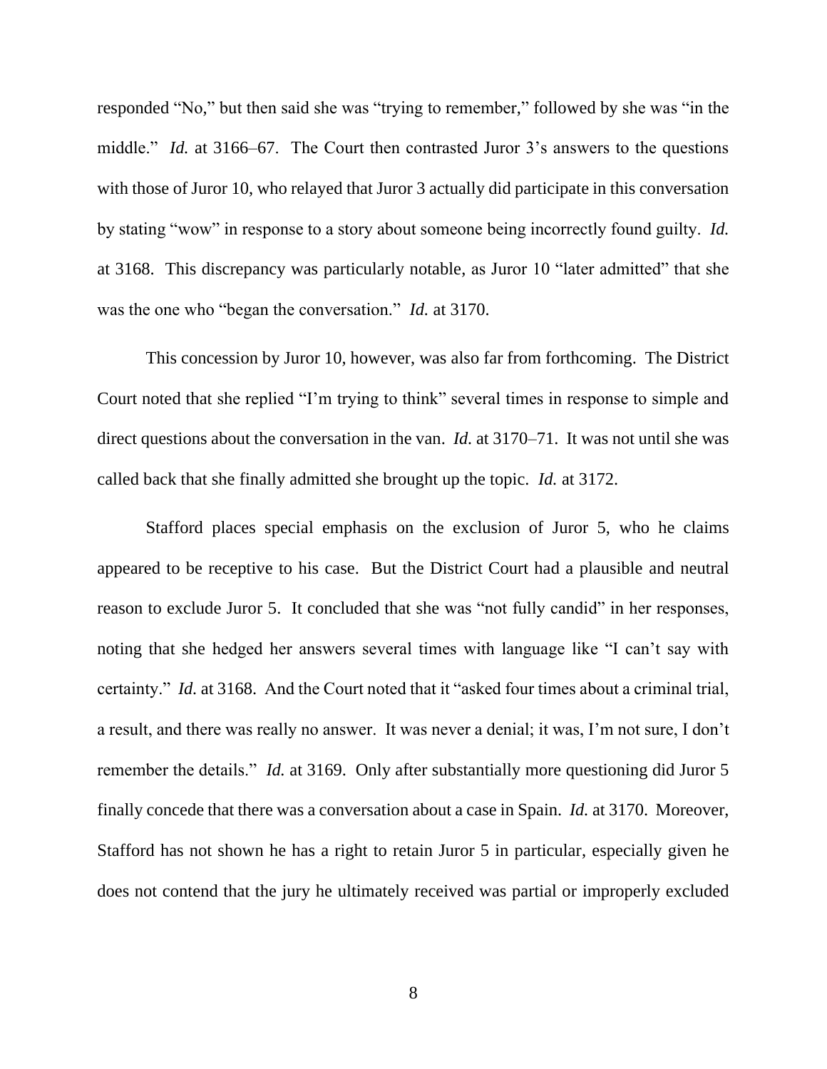responded "No," but then said she was "trying to remember," followed by she was "in the middle." *Id.* at 3166–67. The Court then contrasted Juror 3's answers to the questions with those of Juror 10, who relayed that Juror 3 actually did participate in this conversation by stating "wow" in response to a story about someone being incorrectly found guilty. *Id.* at 3168. This discrepancy was particularly notable, as Juror 10 "later admitted" that she was the one who "began the conversation." *Id.* at 3170.

This concession by Juror 10, however, was also far from forthcoming. The District Court noted that she replied "I'm trying to think" several times in response to simple and direct questions about the conversation in the van. *Id.* at 3170–71. It was not until she was called back that she finally admitted she brought up the topic. *Id.* at 3172.

Stafford places special emphasis on the exclusion of Juror 5, who he claims appeared to be receptive to his case. But the District Court had a plausible and neutral reason to exclude Juror 5. It concluded that she was "not fully candid" in her responses, noting that she hedged her answers several times with language like "I can't say with certainty." *Id.* at 3168. And the Court noted that it "asked four times about a criminal trial, a result, and there was really no answer. It was never a denial; it was, I'm not sure, I don't remember the details." *Id.* at 3169. Only after substantially more questioning did Juror 5 finally concede that there was a conversation about a case in Spain. *Id.* at 3170. Moreover, Stafford has not shown he has a right to retain Juror 5 in particular, especially given he does not contend that the jury he ultimately received was partial or improperly excluded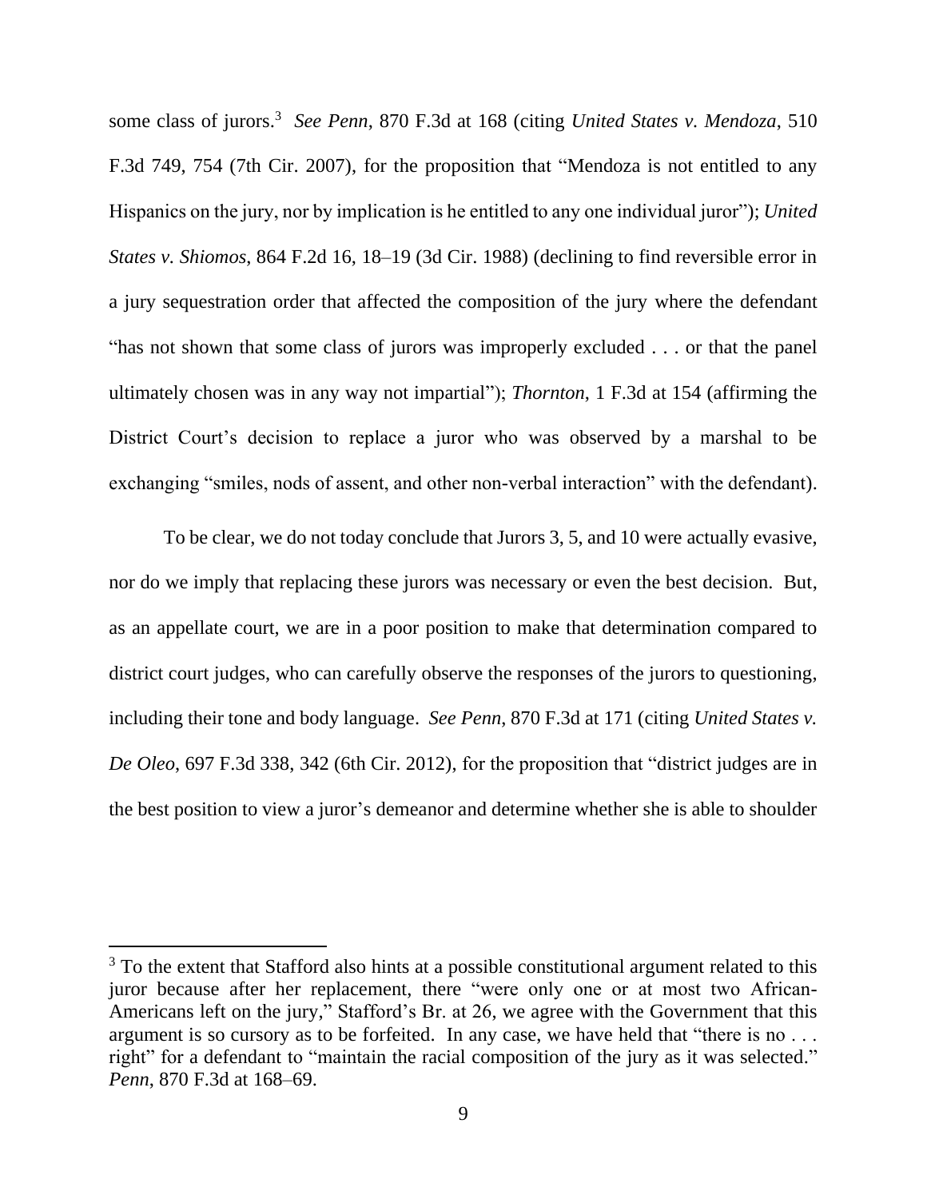some class of jurors.[3] *See Penn*, 870 F.3d at 168 (citing *United States v. Mendoza*, 510 F.3d 749, 754 (7th Cir. 2007), for the proposition that "Mendoza is not entitled to any Hispanics on the jury, nor by implication is he entitled to any one individual juror"); *United States v. Shiomos*, 864 F.2d 16, 18–19 (3d Cir. 1988) (declining to find reversible error in a jury sequestration order that affected the composition of the jury where the defendant "has not shown that some class of jurors was improperly excluded . . . or that the panel ultimately chosen was in any way not impartial"); *Thornton*, 1 F.3d at 154 (affirming the District Court's decision to replace a juror who was observed by a marshal to be exchanging "smiles, nods of assent, and other non-verbal interaction" with the defendant).

To be clear, we do not today conclude that Jurors 3, 5, and 10 were actually evasive, nor do we imply that replacing these jurors was necessary or even the best decision. But, as an appellate court, we are in a poor position to make that determination compared to district court judges, who can carefully observe the responses of the jurors to questioning, including their tone and body language. *See Penn*, 870 F.3d at 171 (citing *United States v. De Oleo*, 697 F.3d 338, 342 (6th Cir. 2012), for the proposition that "district judges are in the best position to view a juror's demeanor and determine whether she is able to shoulder

---

[3] To the extent that Stafford also hints at a possible constitutional argument related to this juror because after her replacement, there "were only one or at most two African-Americans left on the jury," Stafford's Br. at 26, we agree with the Government that this argument is so cursory as to be forfeited. In any case, we have held that "there is no . . . right" for a defendant to "maintain the racial composition of the jury as it was selected." *Penn*, 870 F.3d at 168–69.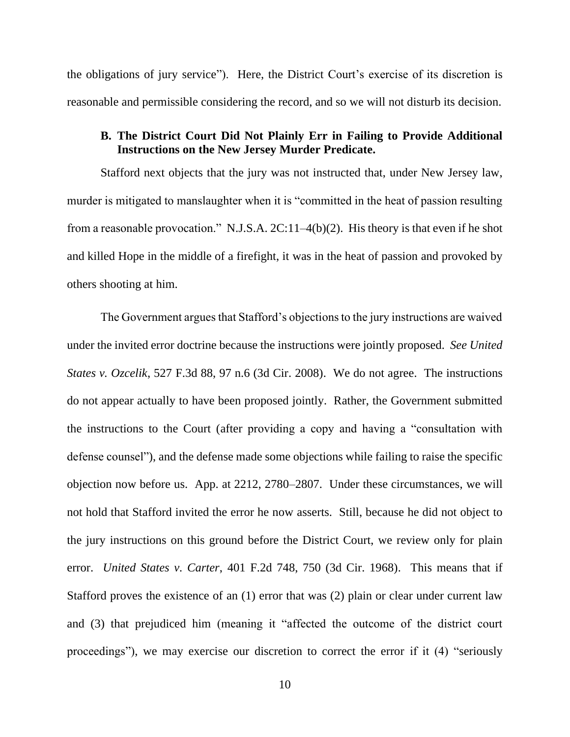the obligations of jury service"). Here, the District Court's exercise of its discretion is reasonable and permissible considering the record, and so we will not disturb its decision.

### B. The District Court Did Not Plainly Err in Failing to Provide Additional Instructions on the New Jersey Murder Predicate.

Stafford next objects that the jury was not instructed that, under New Jersey law, murder is mitigated to manslaughter when it is "committed in the heat of passion resulting from a reasonable provocation." N.J.S.A. 2C:11–4(b)(2). His theory is that even if he shot and killed Hope in the middle of a firefight, it was in the heat of passion and provoked by others shooting at him.

The Government argues that Stafford's objections to the jury instructions are waived under the invited error doctrine because the instructions were jointly proposed. *See United States v. Ozcelik*, 527 F.3d 88, 97 n.6 (3d Cir. 2008). We do not agree. The instructions do not appear actually to have been proposed jointly. Rather, the Government submitted the instructions to the Court (after providing a copy and having a "consultation with defense counsel"), and the defense made some objections while failing to raise the specific objection now before us. App. at 2212, 2780–2807. Under these circumstances, we will not hold that Stafford invited the error he now asserts. Still, because he did not object to the jury instructions on this ground before the District Court, we review only for plain error. *United States v. Carter*, 401 F.2d 748, 750 (3d Cir. 1968). This means that if Stafford proves the existence of an (1) error that was (2) plain or clear under current law and (3) that prejudiced him (meaning it "affected the outcome of the district court proceedings"), we may exercise our discretion to correct the error if it (4) "seriously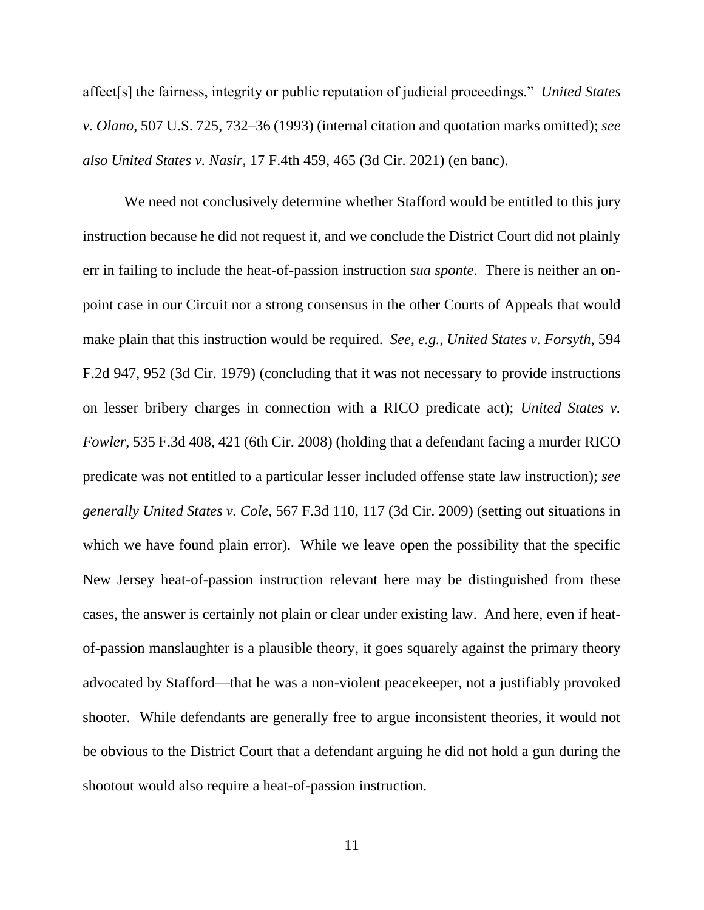affect[s] the fairness, integrity or public reputation of judicial proceedings." *United States v. Olano*, 507 U.S. 725, 732–36 (1993) (internal citation and quotation marks omitted); *see also United States v. Nasir*, 17 F.4th 459, 465 (3d Cir. 2021) (en banc).

We need not conclusively determine whether Stafford would be entitled to this jury instruction because he did not request it, and we conclude the District Court did not plainly err in failing to include the heat-of-passion instruction *sua sponte*. There is neither an on-point case in our Circuit nor a strong consensus in the other Courts of Appeals that would make plain that this instruction would be required. *See, e.g.*, *United States v. Forsyth*, 594 F.2d 947, 952 (3d Cir. 1979) (concluding that it was not necessary to provide instructions on lesser bribery charges in connection with a RICO predicate act); *United States v. Fowler*, 535 F.3d 408, 421 (6th Cir. 2008) (holding that a defendant facing a murder RICO predicate was not entitled to a particular lesser included offense state law instruction); *see generally United States v. Cole*, 567 F.3d 110, 117 (3d Cir. 2009) (setting out situations in which we have found plain error). While we leave open the possibility that the specific New Jersey heat-of-passion instruction relevant here may be distinguished from these cases, the answer is certainly not plain or clear under existing law. And here, even if heat-of-passion manslaughter is a plausible theory, it goes squarely against the primary theory advocated by Stafford—that he was a non-violent peacekeeper, not a justifiably provoked shooter. While defendants are generally free to argue inconsistent theories, it would not be obvious to the District Court that a defendant arguing he did not hold a gun during the shootout would also require a heat-of-passion instruction.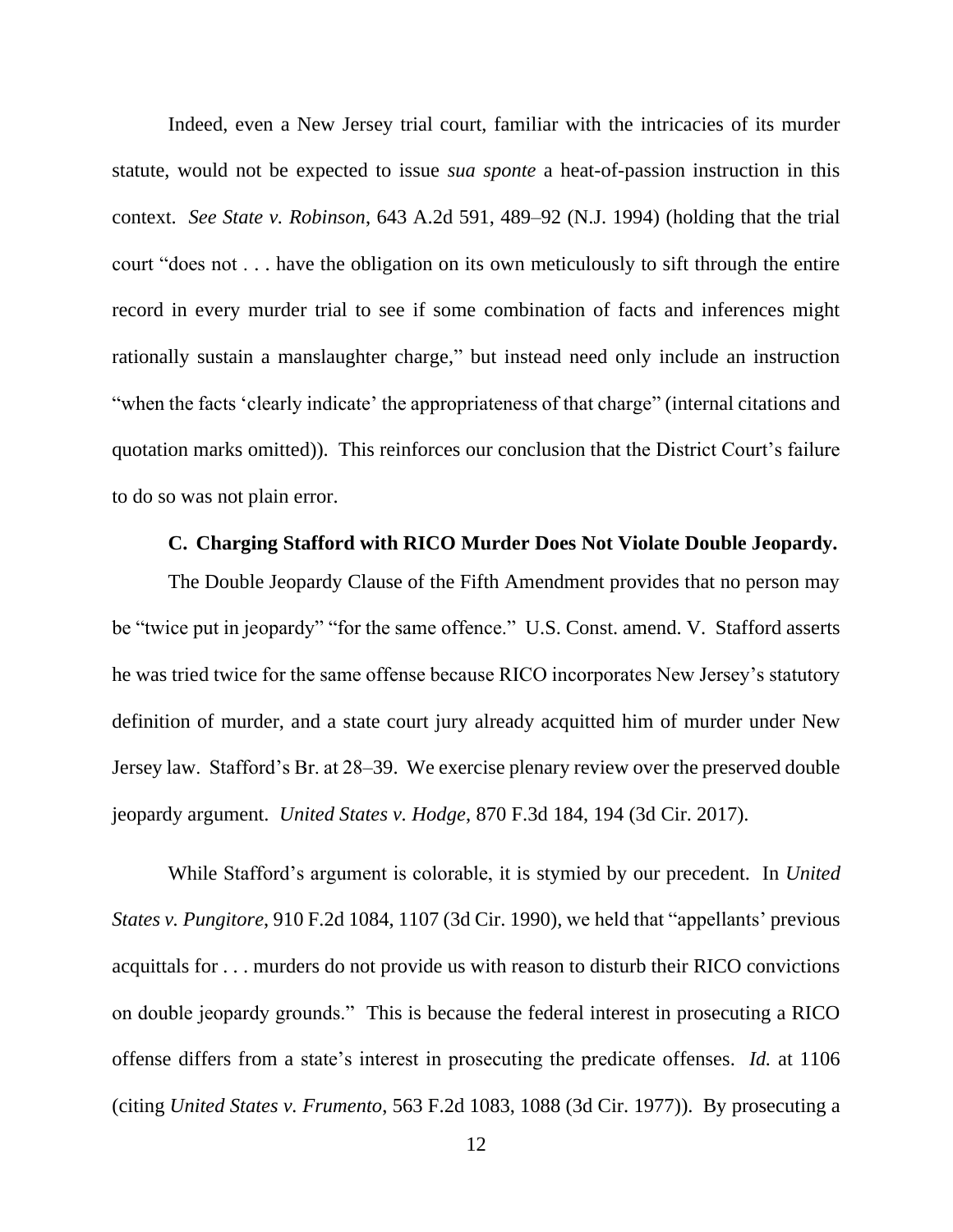Indeed, even a New Jersey trial court, familiar with the intricacies of its murder statute, would not be expected to issue *sua sponte* a heat-of-passion instruction in this context. *See State v. Robinson*, 643 A.2d 591, 489–92 (N.J. 1994) (holding that the trial court "does not . . . have the obligation on its own meticulously to sift through the entire record in every murder trial to see if some combination of facts and inferences might rationally sustain a manslaughter charge," but instead need only include an instruction "when the facts 'clearly indicate' the appropriateness of that charge" (internal citations and quotation marks omitted)). This reinforces our conclusion that the District Court's failure to do so was not plain error.

### C. Charging Stafford with RICO Murder Does Not Violate Double Jeopardy.

The Double Jeopardy Clause of the Fifth Amendment provides that no person may be "twice put in jeopardy" "for the same offence." U.S. Const. amend. V. Stafford asserts he was tried twice for the same offense because RICO incorporates New Jersey's statutory definition of murder, and a state court jury already acquitted him of murder under New Jersey law. Stafford's Br. at 28–39. We exercise plenary review over the preserved double jeopardy argument. *United States v. Hodge*, 870 F.3d 184, 194 (3d Cir. 2017).

While Stafford's argument is colorable, it is stymied by our precedent. In *United States v. Pungitore*, 910 F.2d 1084, 1107 (3d Cir. 1990), we held that "appellants' previous acquittals for . . . murders do not provide us with reason to disturb their RICO convictions on double jeopardy grounds." This is because the federal interest in prosecuting a RICO offense differs from a state's interest in prosecuting the predicate offenses. *Id.* at 1106 (citing *United States v. Frumento*, 563 F.2d 1083, 1088 (3d Cir. 1977)). By prosecuting a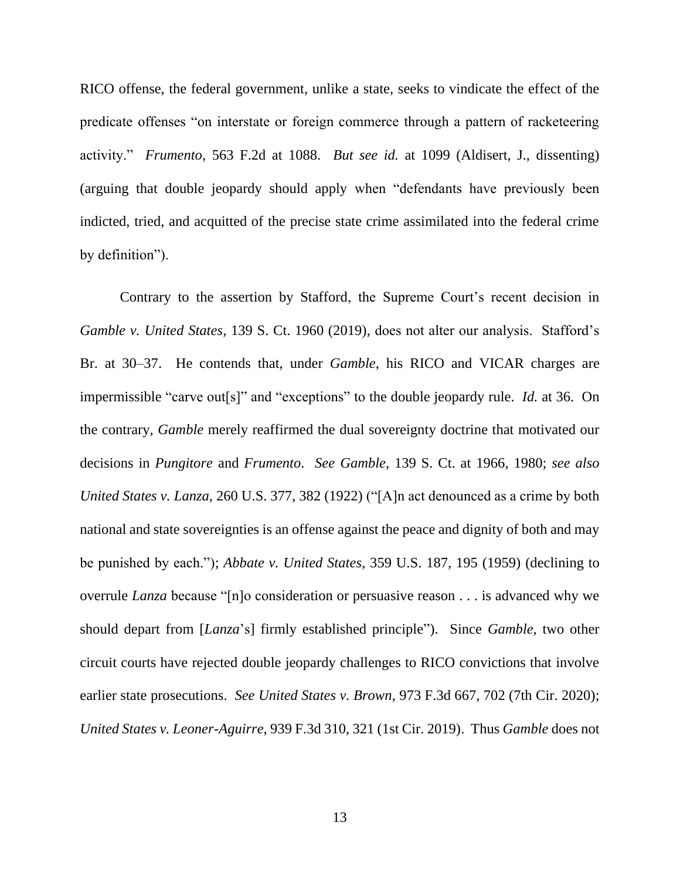RICO offense, the federal government, unlike a state, seeks to vindicate the effect of the predicate offenses "on interstate or foreign commerce through a pattern of racketeering activity." *Frumento*, 563 F.2d at 1088. *But see id.* at 1099 (Aldisert, J., dissenting) (arguing that double jeopardy should apply when "defendants have previously been indicted, tried, and acquitted of the precise state crime assimilated into the federal crime by definition").

Contrary to the assertion by Stafford, the Supreme Court's recent decision in *Gamble v. United States*, 139 S. Ct. 1960 (2019), does not alter our analysis. Stafford's Br. at 30–37. He contends that, under *Gamble*, his RICO and VICAR charges are impermissible "carve out[s]" and "exceptions" to the double jeopardy rule. *Id.* at 36. On the contrary, *Gamble* merely reaffirmed the dual sovereignty doctrine that motivated our decisions in *Pungitore* and *Frumento*. *See Gamble*, 139 S. Ct. at 1966, 1980; *see also United States v. Lanza*, 260 U.S. 377, 382 (1922) ("[A]n act denounced as a crime by both national and state sovereignties is an offense against the peace and dignity of both and may be punished by each."); *Abbate v. United States*, 359 U.S. 187, 195 (1959) (declining to overrule *Lanza* because "[n]o consideration or persuasive reason . . . is advanced why we should depart from [*Lanza*'s] firmly established principle"). Since *Gamble*, two other circuit courts have rejected double jeopardy challenges to RICO convictions that involve earlier state prosecutions. *See United States v. Brown*, 973 F.3d 667, 702 (7th Cir. 2020); *United States v. Leoner-Aguirre*, 939 F.3d 310, 321 (1st Cir. 2019). Thus *Gamble* does not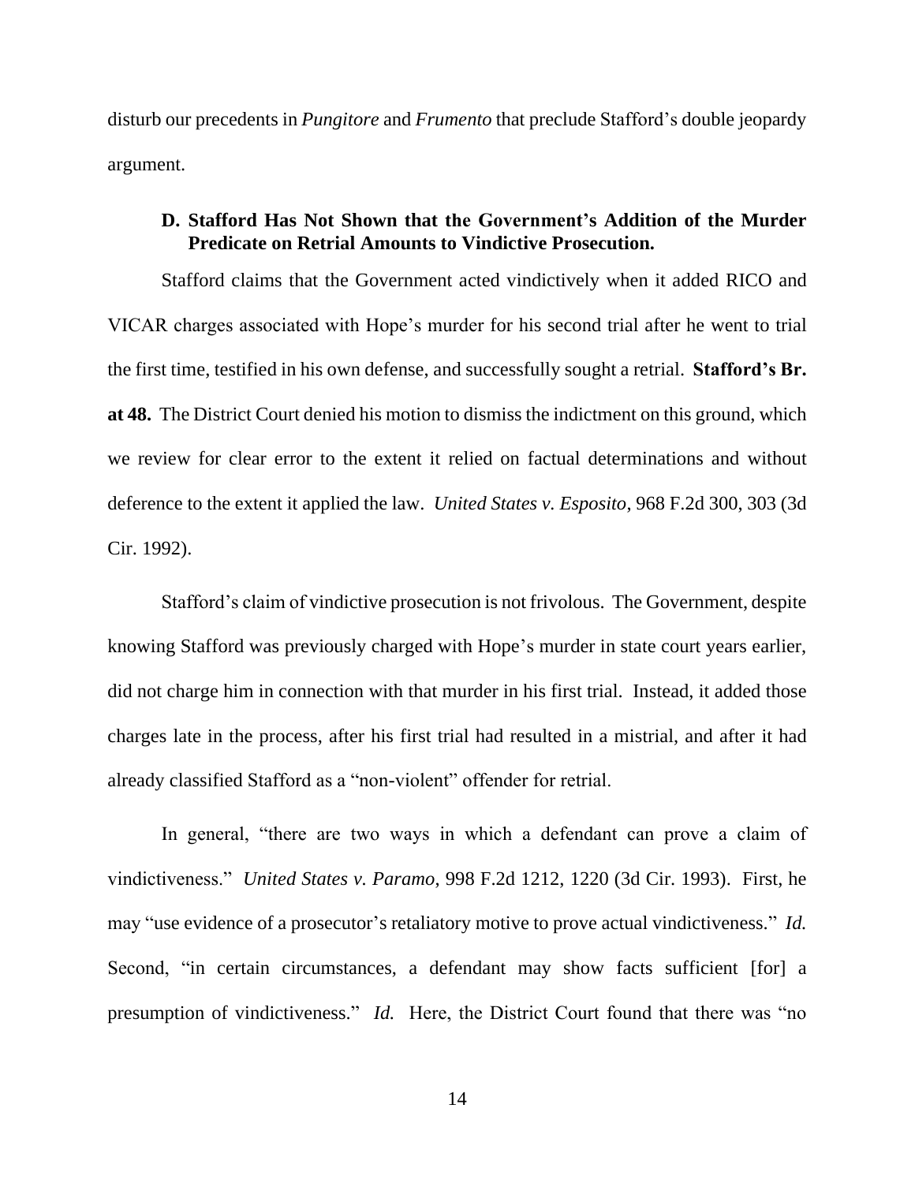disturb our precedents in *Pungitore* and *Frumento* that preclude Stafford's double jeopardy argument.

### D. Stafford Has Not Shown that the Government's Addition of the Murder Predicate on Retrial Amounts to Vindictive Prosecution.

Stafford claims that the Government acted vindictively when it added RICO and VICAR charges associated with Hope's murder for his second trial after he went to trial the first time, testified in his own defense, and successfully sought a retrial. **Stafford's Br. at 48.** The District Court denied his motion to dismiss the indictment on this ground, which we review for clear error to the extent it relied on factual determinations and without deference to the extent it applied the law. *United States v. Esposito*, 968 F.2d 300, 303 (3d Cir. 1992).

Stafford's claim of vindictive prosecution is not frivolous. The Government, despite knowing Stafford was previously charged with Hope's murder in state court years earlier, did not charge him in connection with that murder in his first trial. Instead, it added those charges late in the process, after his first trial had resulted in a mistrial, and after it had already classified Stafford as a "non-violent" offender for retrial.

In general, "there are two ways in which a defendant can prove a claim of vindictiveness." *United States v. Paramo*, 998 F.2d 1212, 1220 (3d Cir. 1993). First, he may "use evidence of a prosecutor's retaliatory motive to prove actual vindictiveness." *Id.* Second, "in certain circumstances, a defendant may show facts sufficient [for] a presumption of vindictiveness." *Id.* Here, the District Court found that there was "no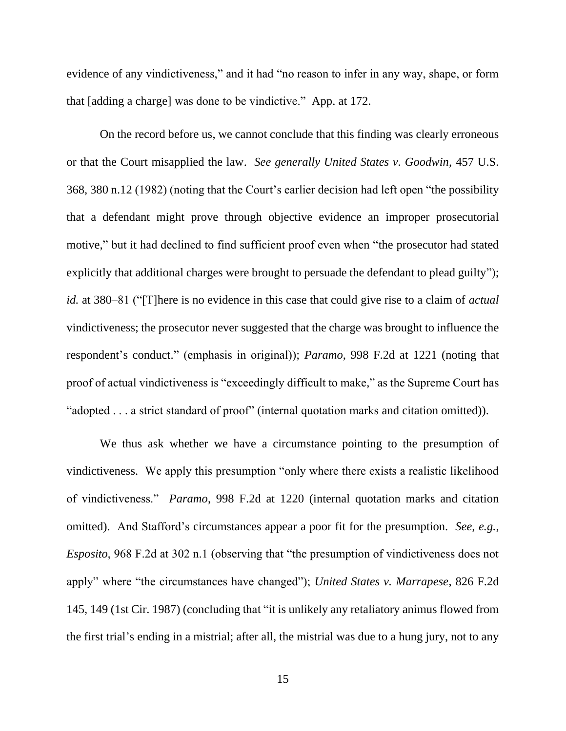evidence of any vindictiveness," and it had "no reason to infer in any way, shape, or form that [adding a charge] was done to be vindictive." App. at 172.

On the record before us, we cannot conclude that this finding was clearly erroneous or that the Court misapplied the law. *See generally United States v. Goodwin*, 457 U.S. 368, 380 n.12 (1982) (noting that the Court's earlier decision had left open "the possibility that a defendant might prove through objective evidence an improper prosecutorial motive," but it had declined to find sufficient proof even when "the prosecutor had stated explicitly that additional charges were brought to persuade the defendant to plead guilty"); *id.* at 380–81 ("[T]here is no evidence in this case that could give rise to a claim of *actual* vindictiveness; the prosecutor never suggested that the charge was brought to influence the respondent's conduct." (emphasis in original)); *Paramo*, 998 F.2d at 1221 (noting that proof of actual vindictiveness is "exceedingly difficult to make," as the Supreme Court has "adopted . . . a strict standard of proof" (internal quotation marks and citation omitted)).

We thus ask whether we have a circumstance pointing to the presumption of vindictiveness. We apply this presumption "only where there exists a realistic likelihood of vindictiveness." *Paramo*, 998 F.2d at 1220 (internal quotation marks and citation omitted). And Stafford's circumstances appear a poor fit for the presumption. *See, e.g.*, *Esposito*, 968 F.2d at 302 n.1 (observing that "the presumption of vindictiveness does not apply" where "the circumstances have changed"); *United States v. Marrapese*, 826 F.2d 145, 149 (1st Cir. 1987) (concluding that "it is unlikely any retaliatory animus flowed from the first trial's ending in a mistrial; after all, the mistrial was due to a hung jury, not to any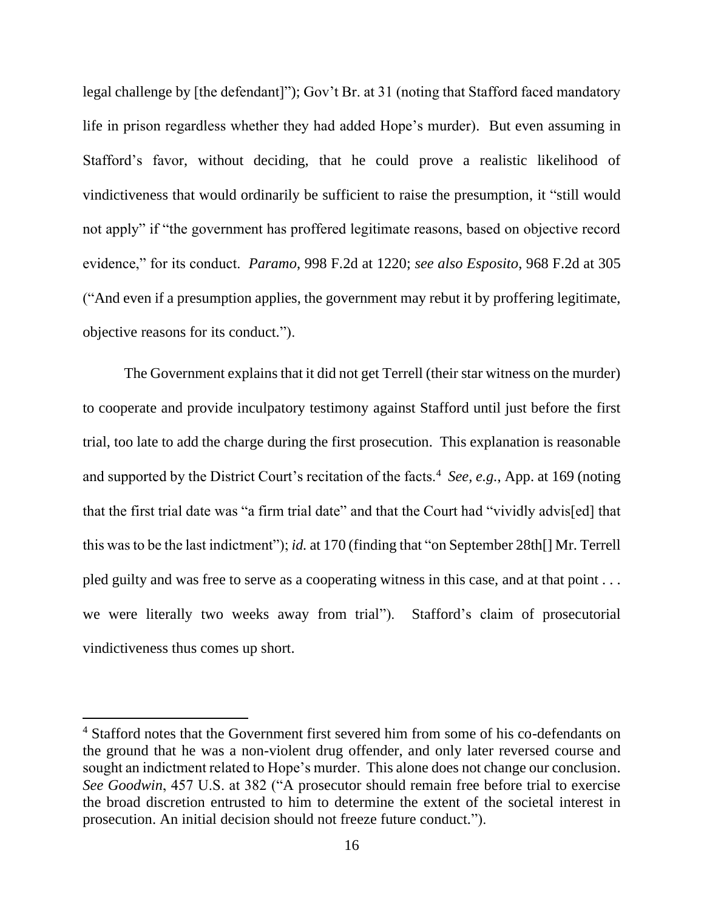legal challenge by [the defendant]"); Gov't Br. at 31 (noting that Stafford faced mandatory life in prison regardless whether they had added Hope's murder). But even assuming in Stafford's favor, without deciding, that he could prove a realistic likelihood of vindictiveness that would ordinarily be sufficient to raise the presumption, it "still would not apply" if "the government has proffered legitimate reasons, based on objective record evidence," for its conduct. *Paramo*, 998 F.2d at 1220; *see also Esposito*, 968 F.2d at 305 ("And even if a presumption applies, the government may rebut it by proffering legitimate, objective reasons for its conduct.").

The Government explains that it did not get Terrell (their star witness on the murder) to cooperate and provide inculpatory testimony against Stafford until just before the first trial, too late to add the charge during the first prosecution. This explanation is reasonable and supported by the District Court's recitation of the facts.[4] *See, e.g.*, App. at 169 (noting that the first trial date was "a firm trial date" and that the Court had "vividly advis[ed] that this was to be the last indictment"); *id.* at 170 (finding that "on September 28th[] Mr. Terrell pled guilty and was free to serve as a cooperating witness in this case, and at that point . . . we were literally two weeks away from trial"). Stafford's claim of prosecutorial vindictiveness thus comes up short.

---

[4] Stafford notes that the Government first severed him from some of his co-defendants on the ground that he was a non-violent drug offender, and only later reversed course and sought an indictment related to Hope's murder. This alone does not change our conclusion. *See Goodwin*, 457 U.S. at 382 ("A prosecutor should remain free before trial to exercise the broad discretion entrusted to him to determine the extent of the societal interest in prosecution. An initial decision should not freeze future conduct.").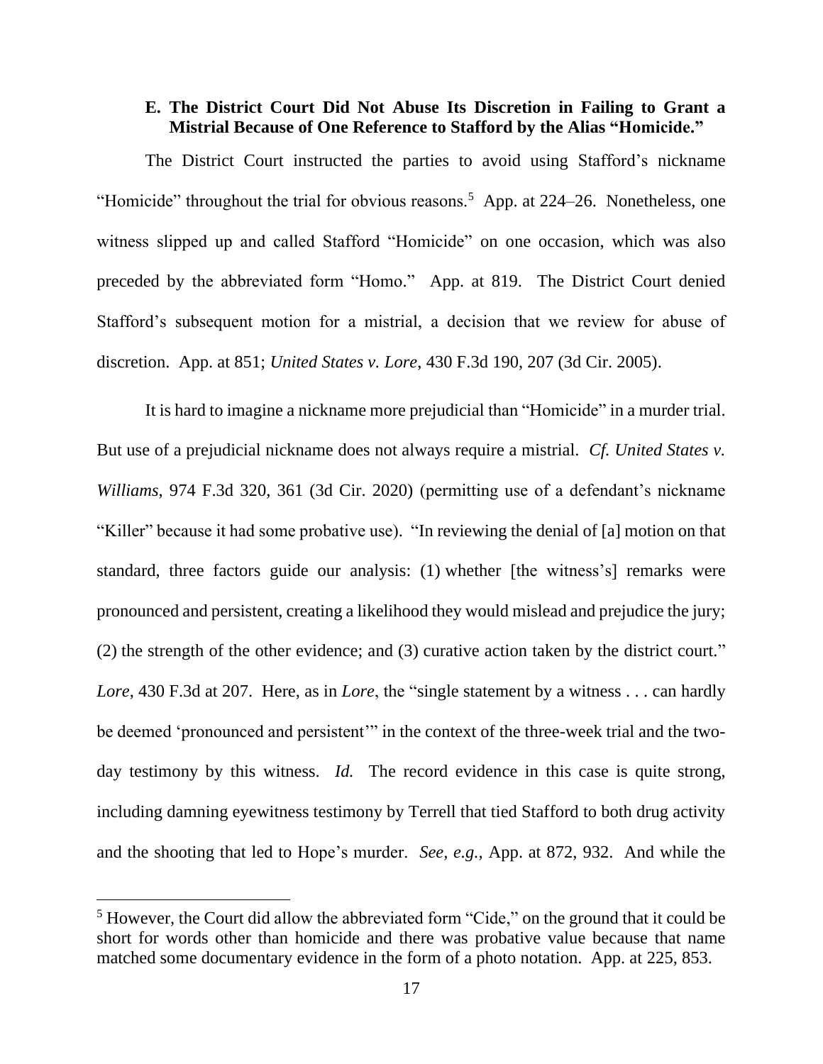### E. The District Court Did Not Abuse Its Discretion in Failing to Grant a Mistrial Because of One Reference to Stafford by the Alias "Homicide."

The District Court instructed the parties to avoid using Stafford's nickname "Homicide" throughout the trial for obvious reasons.[5] App. at 224–26. Nonetheless, one witness slipped up and called Stafford "Homicide" on one occasion, which was also preceded by the abbreviated form "Homo." App. at 819. The District Court denied Stafford's subsequent motion for a mistrial, a decision that we review for abuse of discretion. App. at 851; *United States v. Lore*, 430 F.3d 190, 207 (3d Cir. 2005).

It is hard to imagine a nickname more prejudicial than "Homicide" in a murder trial. But use of a prejudicial nickname does not always require a mistrial. *Cf. United States v. Williams*, 974 F.3d 320, 361 (3d Cir. 2020) (permitting use of a defendant's nickname "Killer" because it had some probative use). "In reviewing the denial of [a] motion on that standard, three factors guide our analysis: (1) whether [the witness's] remarks were pronounced and persistent, creating a likelihood they would mislead and prejudice the jury; (2) the strength of the other evidence; and (3) curative action taken by the district court." *Lore*, 430 F.3d at 207. Here, as in *Lore*, the "single statement by a witness . . . can hardly be deemed 'pronounced and persistent'" in the context of the three-week trial and the two-day testimony by this witness. *Id.* The record evidence in this case is quite strong, including damning eyewitness testimony by Terrell that tied Stafford to both drug activity and the shooting that led to Hope's murder. *See, e.g.*, App. at 872, 932. And while the

[5] However, the Court did allow the abbreviated form "Cide," on the ground that it could be short for words other than homicide and there was probative value because that name matched some documentary evidence in the form of a photo notation. App. at 225, 853.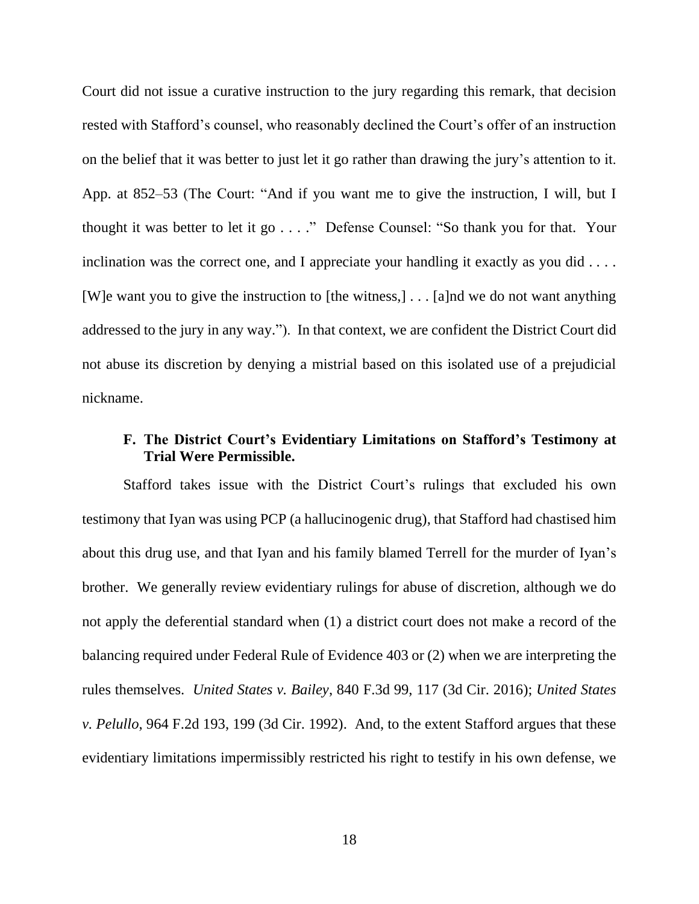Court did not issue a curative instruction to the jury regarding this remark, that decision rested with Stafford's counsel, who reasonably declined the Court's offer of an instruction on the belief that it was better to just let it go rather than drawing the jury's attention to it. App. at 852–53 (The Court: "And if you want me to give the instruction, I will, but I thought it was better to let it go . . . ." Defense Counsel: "So thank you for that. Your inclination was the correct one, and I appreciate your handling it exactly as you did . . . . [W]e want you to give the instruction to [the witness,] . . . [a]nd we do not want anything addressed to the jury in any way."). In that context, we are confident the District Court did not abuse its discretion by denying a mistrial based on this isolated use of a prejudicial nickname.

### F. The District Court's Evidentiary Limitations on Stafford's Testimony at Trial Were Permissible.

Stafford takes issue with the District Court's rulings that excluded his own testimony that Iyan was using PCP (a hallucinogenic drug), that Stafford had chastised him about this drug use, and that Iyan and his family blamed Terrell for the murder of Iyan's brother. We generally review evidentiary rulings for abuse of discretion, although we do not apply the deferential standard when (1) a district court does not make a record of the balancing required under Federal Rule of Evidence 403 or (2) when we are interpreting the rules themselves. *United States v. Bailey*, 840 F.3d 99, 117 (3d Cir. 2016); *United States v. Pelullo*, 964 F.2d 193, 199 (3d Cir. 1992). And, to the extent Stafford argues that these evidentiary limitations impermissibly restricted his right to testify in his own defense, we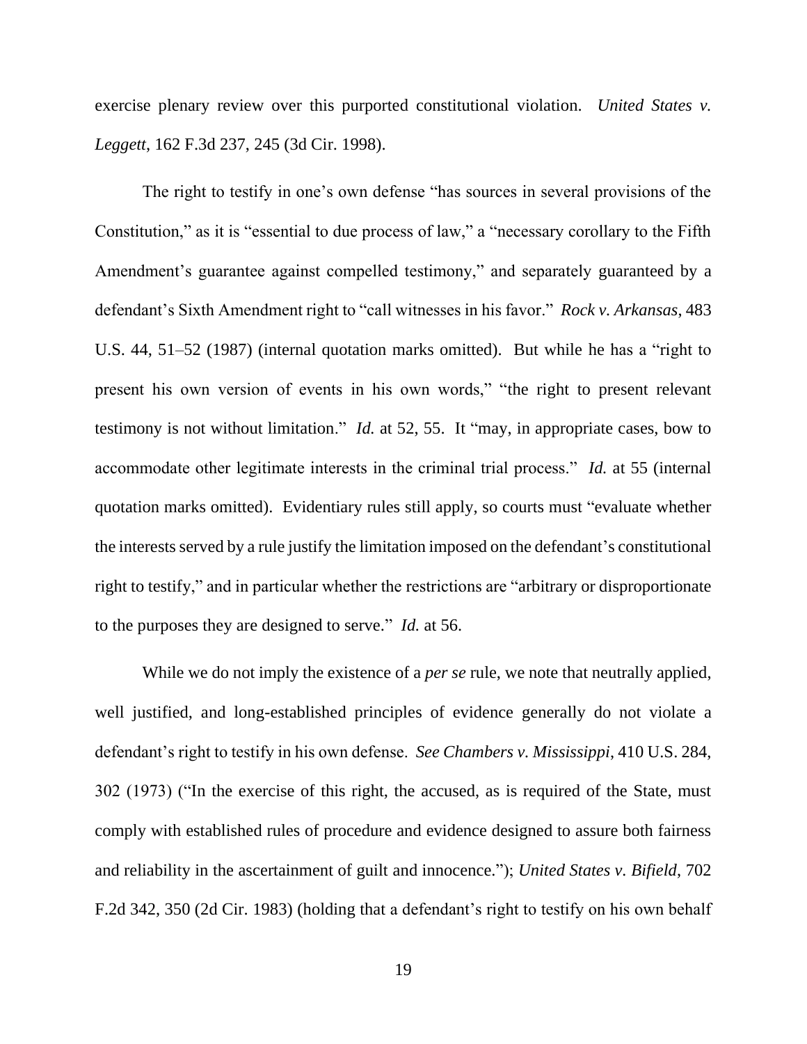exercise plenary review over this purported constitutional violation. *United States v. Leggett*, 162 F.3d 237, 245 (3d Cir. 1998).

The right to testify in one's own defense "has sources in several provisions of the Constitution," as it is "essential to due process of law," a "necessary corollary to the Fifth Amendment's guarantee against compelled testimony," and separately guaranteed by a defendant's Sixth Amendment right to "call witnesses in his favor." *Rock v. Arkansas*, 483 U.S. 44, 51–52 (1987) (internal quotation marks omitted). But while he has a "right to present his own version of events in his own words," "the right to present relevant testimony is not without limitation." *Id.* at 52, 55. It "may, in appropriate cases, bow to accommodate other legitimate interests in the criminal trial process." *Id.* at 55 (internal quotation marks omitted). Evidentiary rules still apply, so courts must "evaluate whether the interests served by a rule justify the limitation imposed on the defendant's constitutional right to testify," and in particular whether the restrictions are "arbitrary or disproportionate to the purposes they are designed to serve." *Id.* at 56.

While we do not imply the existence of a *per se* rule, we note that neutrally applied, well justified, and long-established principles of evidence generally do not violate a defendant's right to testify in his own defense. *See Chambers v. Mississippi*, 410 U.S. 284, 302 (1973) ("In the exercise of this right, the accused, as is required of the State, must comply with established rules of procedure and evidence designed to assure both fairness and reliability in the ascertainment of guilt and innocence."); *United States v. Bifield*, 702 F.2d 342, 350 (2d Cir. 1983) (holding that a defendant's right to testify on his own behalf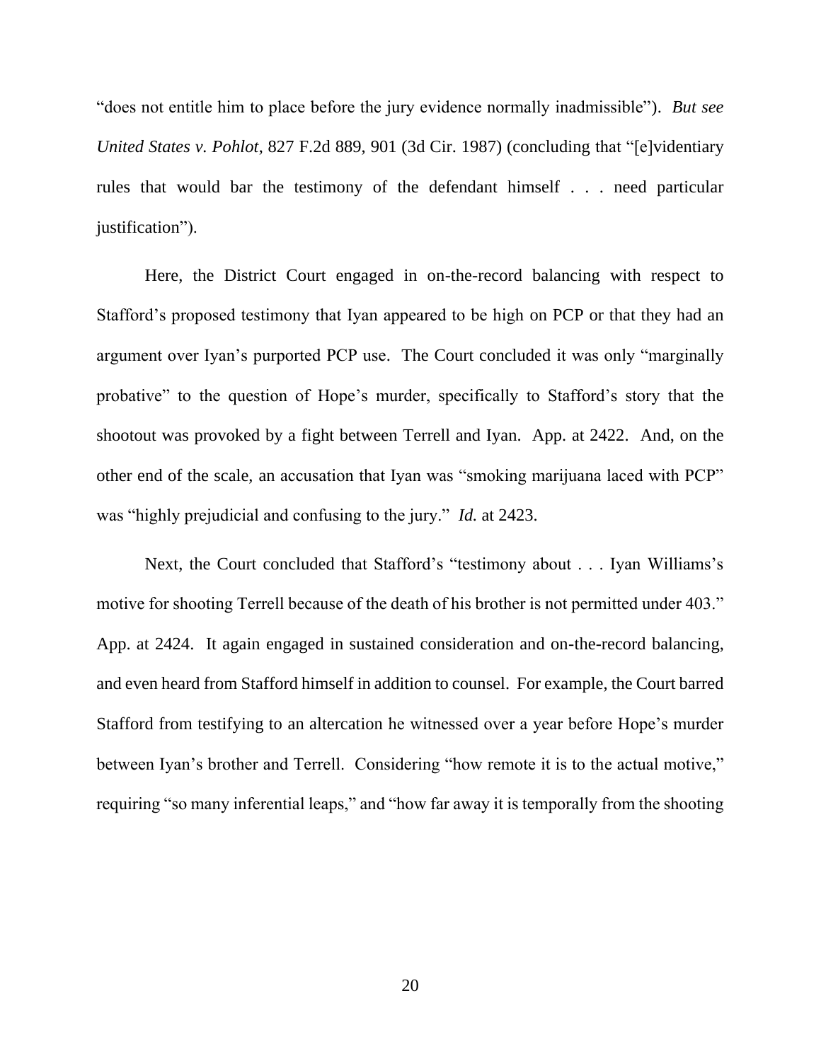"does not entitle him to place before the jury evidence normally inadmissible"). *But see United States v. Pohlot*, 827 F.2d 889, 901 (3d Cir. 1987) (concluding that "[e]vidづentiary rules that would bar the testimony of the defendant himself . . . need particular justification").

Here, the District Court engaged in on-the-record balancing with respect to Stafford's proposed testimony that Iyan appeared to be high on PCP or that they had an argument over Iyan's purported PCP use. The Court concluded it was only "marginally probative" to the question of Hope's murder, specifically to Stafford's story that the shootout was provoked by a fight between Terrell and Iyan. App. at 2422. And, on the other end of the scale, an accusation that Iyan was "smoking marijuana laced with PCP" was "highly prejudicial and confusing to the jury." *Id.* at 2423.

Next, the Court concluded that Stafford's "testimony about . . . Iyan Williams's motive for shooting Terrell because of the death of his brother is not permitted under 403." App. at 2424. It again engaged in sustained consideration and on-the-record balancing, and even heard from Stafford himself in addition to counsel. For example, the Court barred Stafford from testifying to an altercation he witnessed over a year before Hope's murder between Iyan's brother and Terrell. Considering "how remote it is to the actual motive," requiring "so many inferential leaps," and "how far away it is temporally from the shooting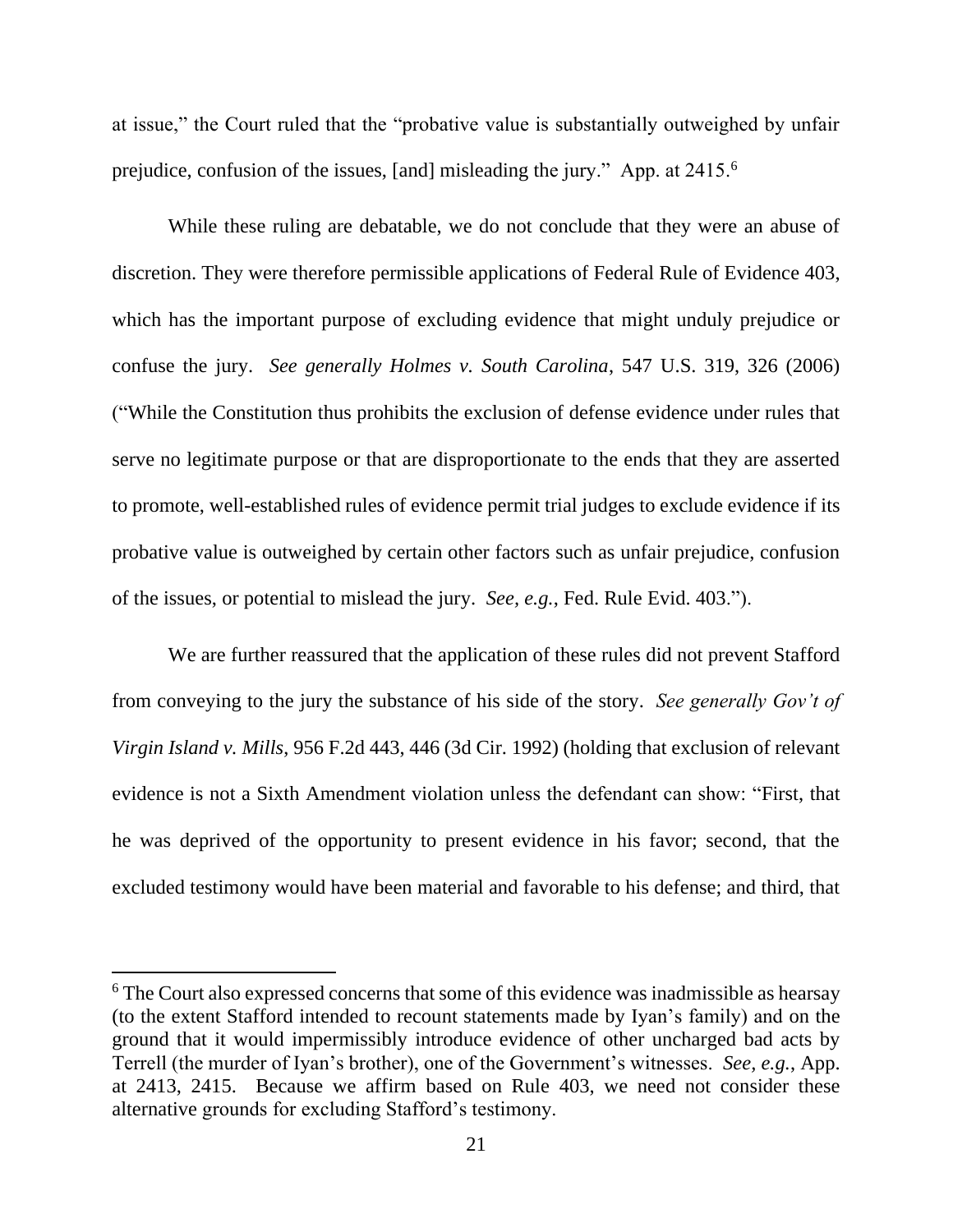at issue," the Court ruled that the "probative value is substantially outweighed by unfair prejudice, confusion of the issues, [and] misleading the jury." App. at 2415.[6]

While these ruling are debatable, we do not conclude that they were an abuse of discretion. They were therefore permissible applications of Federal Rule of Evidence 403, which has the important purpose of excluding evidence that might unduly prejudice or confuse the jury. *See generally Holmes v. South Carolina*, 547 U.S. 319, 326 (2006) ("While the Constitution thus prohibits the exclusion of defense evidence under rules that serve no legitimate purpose or that are disproportionate to the ends that they are asserted to promote, well-established rules of evidence permit trial judges to exclude evidence if its probative value is outweighed by certain other factors such as unfair prejudice, confusion of the issues, or potential to mislead the jury. *See, e.g.*, Fed. Rule Evid. 403.").

We are further reassured that the application of these rules did not prevent Stafford from conveying to the jury the substance of his side of the story. *See generally Gov't of Virgin Island v. Mills*, 956 F.2d 443, 446 (3d Cir. 1992) (holding that exclusion of relevant evidence is not a Sixth Amendment violation unless the defendant can show: "First, that he was deprived of the opportunity to present evidence in his favor; second, that the excluded testimony would have been material and favorable to his defense; and third, that

---

[6] The Court also expressed concerns that some of this evidence was inadmissible as hearsay (to the extent Stafford intended to recount statements made by Iyan's family) and on the ground that it would impermissibly introduce evidence of other uncharged bad acts by Terrell (the murder of Iyan's brother), one of the Government's witnesses. *See, e.g.*, App. at 2413, 2415. Because we affirm based on Rule 403, we need not consider these alternative grounds for excluding Stafford's testimony.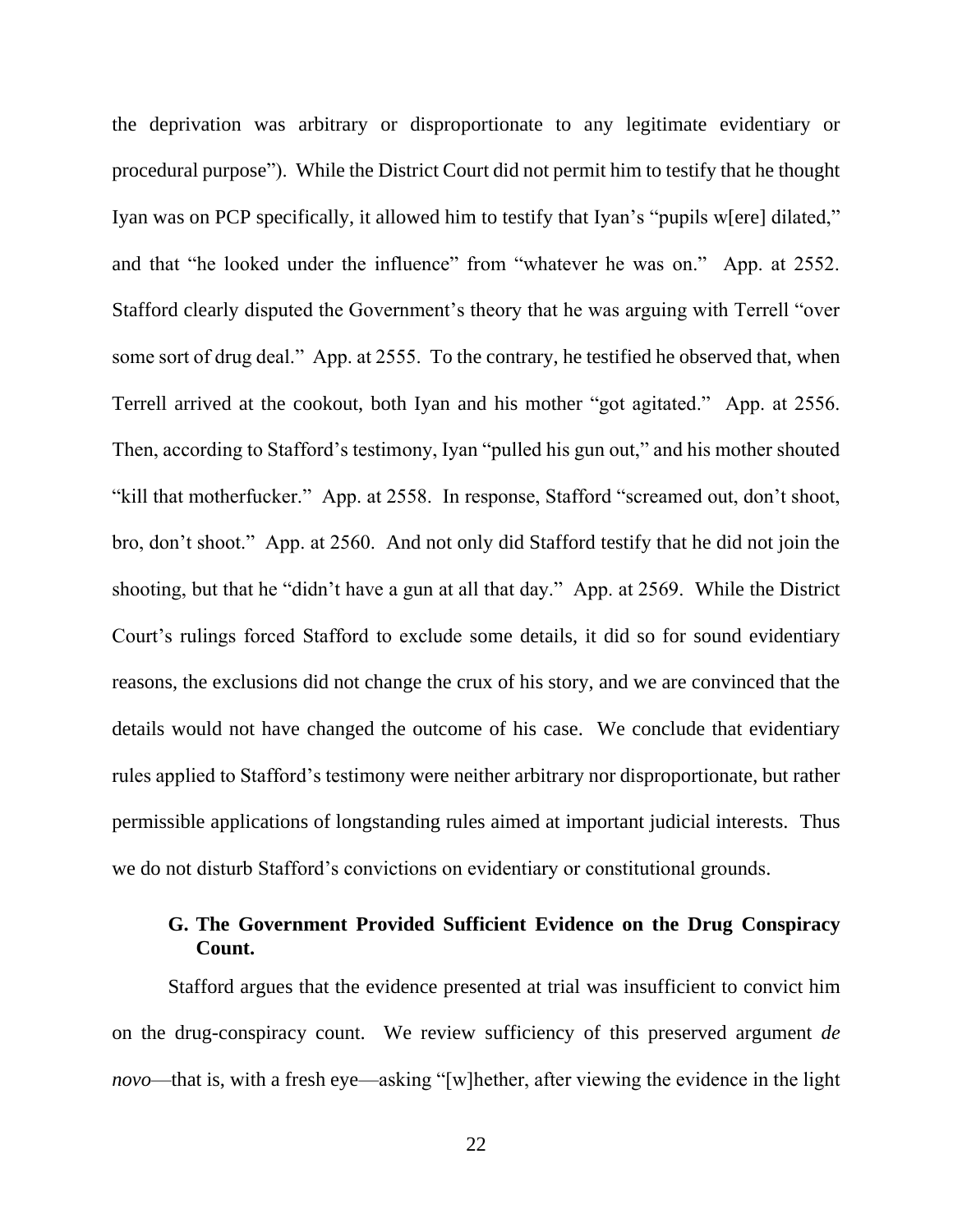the deprivation was arbitrary or disproportionate to any legitimate evidentiary or procedural purpose"). While the District Court did not permit him to testify that he thought Iyan was on PCP specifically, it allowed him to testify that Iyan's "pupils w[ere] dilated," and that "he looked under the influence" from "whatever he was on." App. at 2552. Stafford clearly disputed the Government's theory that he was arguing with Terrell "over some sort of drug deal." App. at 2555. To the contrary, he testified he observed that, when Terrell arrived at the cookout, both Iyan and his mother "got agitated." App. at 2556. Then, according to Stafford's testimony, Iyan "pulled his gun out," and his mother shouted "kill that motherfucker." App. at 2558. In response, Stafford "screamed out, don't shoot, bro, don't shoot." App. at 2560. And not only did Stafford testify that he did not join the shooting, but that he "didn't have a gun at all that day." App. at 2569. While the District Court's rulings forced Stafford to exclude some details, it did so for sound evidentiary reasons, the exclusions did not change the crux of his story, and we are convinced that the details would not have changed the outcome of his case. We conclude that evidentiary rules applied to Stafford's testimony were neither arbitrary nor disproportionate, but rather permissible applications of longstanding rules aimed at important judicial interests. Thus we do not disturb Stafford's convictions on evidentiary or constitutional grounds.

### G. The Government Provided Sufficient Evidence on the Drug Conspiracy Count.

Stafford argues that the evidence presented at trial was insufficient to convict him on the drug-conspiracy count. We review sufficiency of this preserved argument *de novo*—that is, with a fresh eye—asking "[w]hether, after viewing the evidence in the light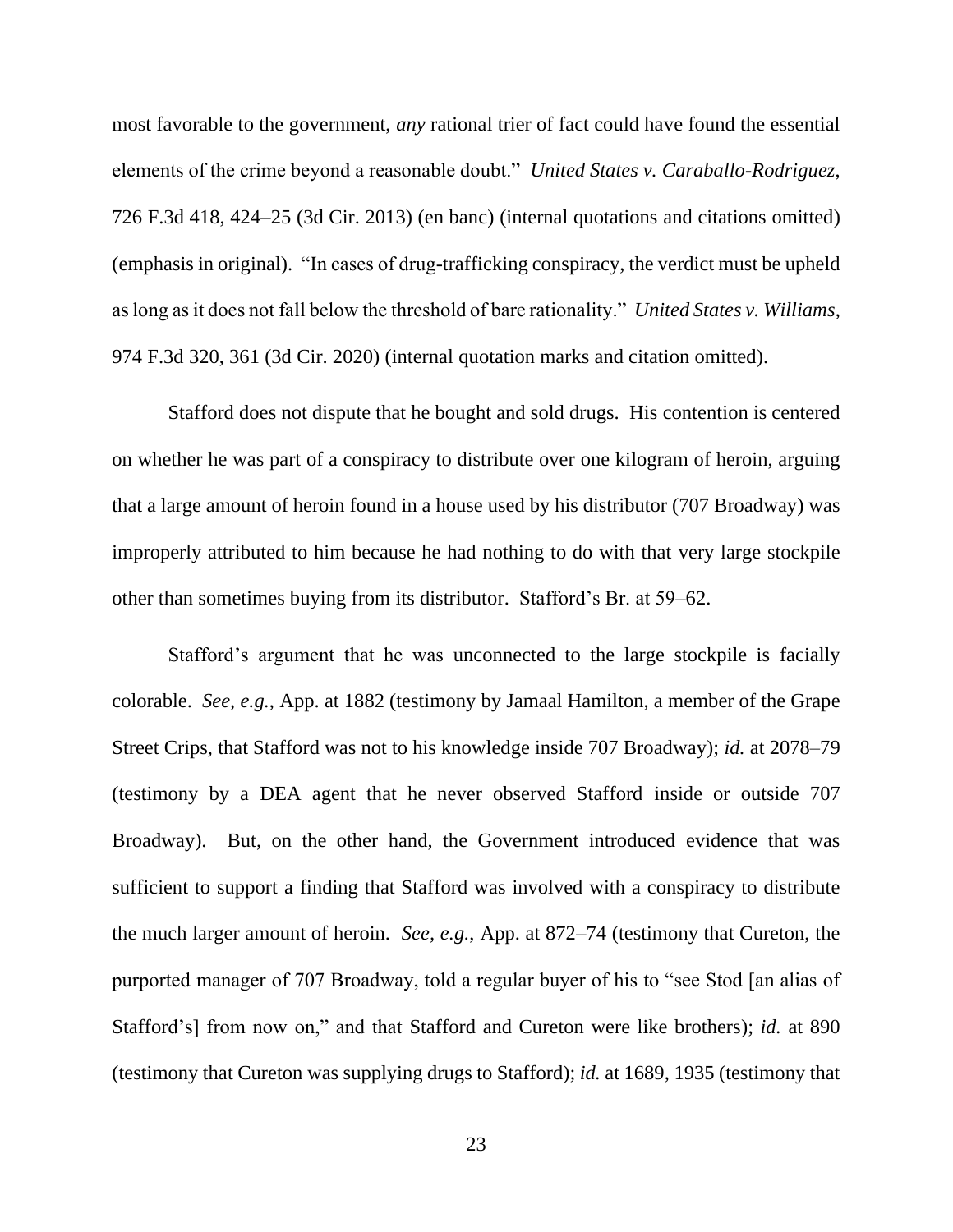most favorable to the government, *any* rational trier of fact could have found the essential elements of the crime beyond a reasonable doubt." *United States v. Caraballo-Rodriguez*, 726 F.3d 418, 424–25 (3d Cir. 2013) (en banc) (internal quotations and citations omitted) (emphasis in original). "In cases of drug-trafficking conspiracy, the verdict must be upheld as long as it does not fall below the threshold of bare rationality." *United States v. Williams*, 974 F.3d 320, 361 (3d Cir. 2020) (internal quotation marks and citation omitted).

Stafford does not dispute that he bought and sold drugs. His contention is centered on whether he was part of a conspiracy to distribute over one kilogram of heroin, arguing that a large amount of heroin found in a house used by his distributor (707 Broadway) was improperly attributed to him because he had nothing to do with that very large stockpile other than sometimes buying from its distributor. Stafford's Br. at 59–62.

Stafford's argument that he was unconnected to the large stockpile is facially colorable. *See, e.g.*, App. at 1882 (testimony by Jamaal Hamilton, a member of the Grape Street Crips, that Stafford was not to his knowledge inside 707 Broadway); *id.* at 2078–79 (testimony by a DEA agent that he never observed Stafford inside or outside 707 Broadway). But, on the other hand, the Government introduced evidence that was sufficient to support a finding that Stafford was involved with a conspiracy to distribute the much larger amount of heroin. *See, e.g.,* App. at 872–74 (testimony that Cureton, the purported manager of 707 Broadway, told a regular buyer of his to "see Stod [an alias of Stafford's] from now on," and that Stafford and Cureton were like brothers); *id.* at 890 (testimony that Cureton was supplying drugs to Stafford); *id.* at 1689, 1935 (testimony that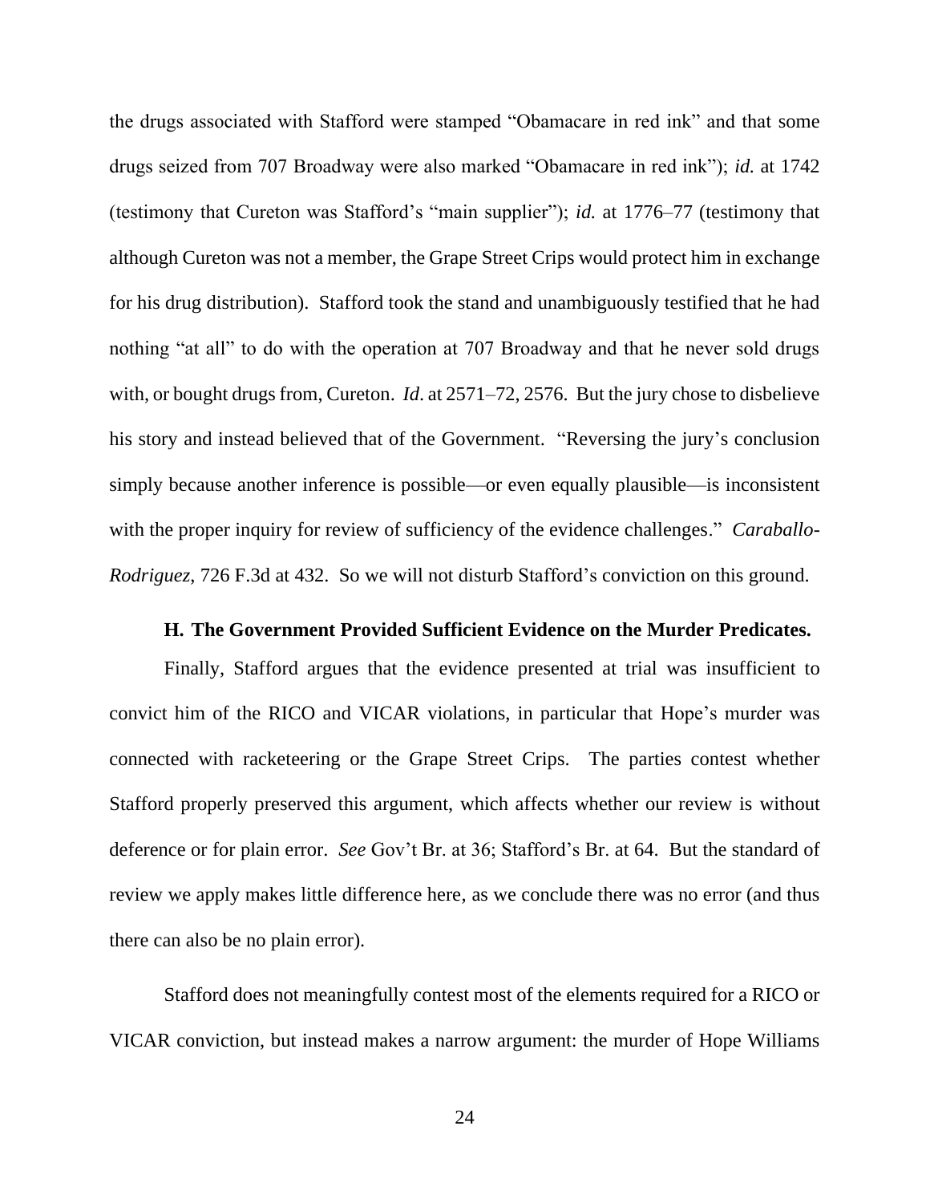the drugs associated with Stafford were stamped "Obamacare in red ink" and that some drugs seized from 707 Broadway were also marked "Obamacare in red ink"); *id.* at 1742 (testimony that Cureton was Stafford's "main supplier"); *id.* at 1776–77 (testimony that although Cureton was not a member, the Grape Street Crips would protect him in exchange for his drug distribution). Stafford took the stand and unambiguously testified that he had nothing "at all" to do with the operation at 707 Broadway and that he never sold drugs with, or bought drugs from, Cureton. *Id*. at 2571–72, 2576. But the jury chose to disbelieve his story and instead believed that of the Government. "Reversing the jury's conclusion simply because another inference is possible—or even equally plausible—is inconsistent with the proper inquiry for review of sufficiency of the evidence challenges." *Caraballo-Rodriguez*, 726 F.3d at 432. So we will not disturb Stafford's conviction on this ground.

### H. The Government Provided Sufficient Evidence on the Murder Predicates.

Finally, Stafford argues that the evidence presented at trial was insufficient to convict him of the RICO and VICAR violations, in particular that Hope's murder was connected with racketeering or the Grape Street Crips. The parties contest whether Stafford properly preserved this argument, which affects whether our review is without deference or for plain error. *See* Gov't Br. at 36; Stafford's Br. at 64. But the standard of review we apply makes little difference here, as we conclude there was no error (and thus there can also be no plain error).

Stafford does not meaningfully contest most of the elements required for a RICO or VICAR conviction, but instead makes a narrow argument: the murder of Hope Williams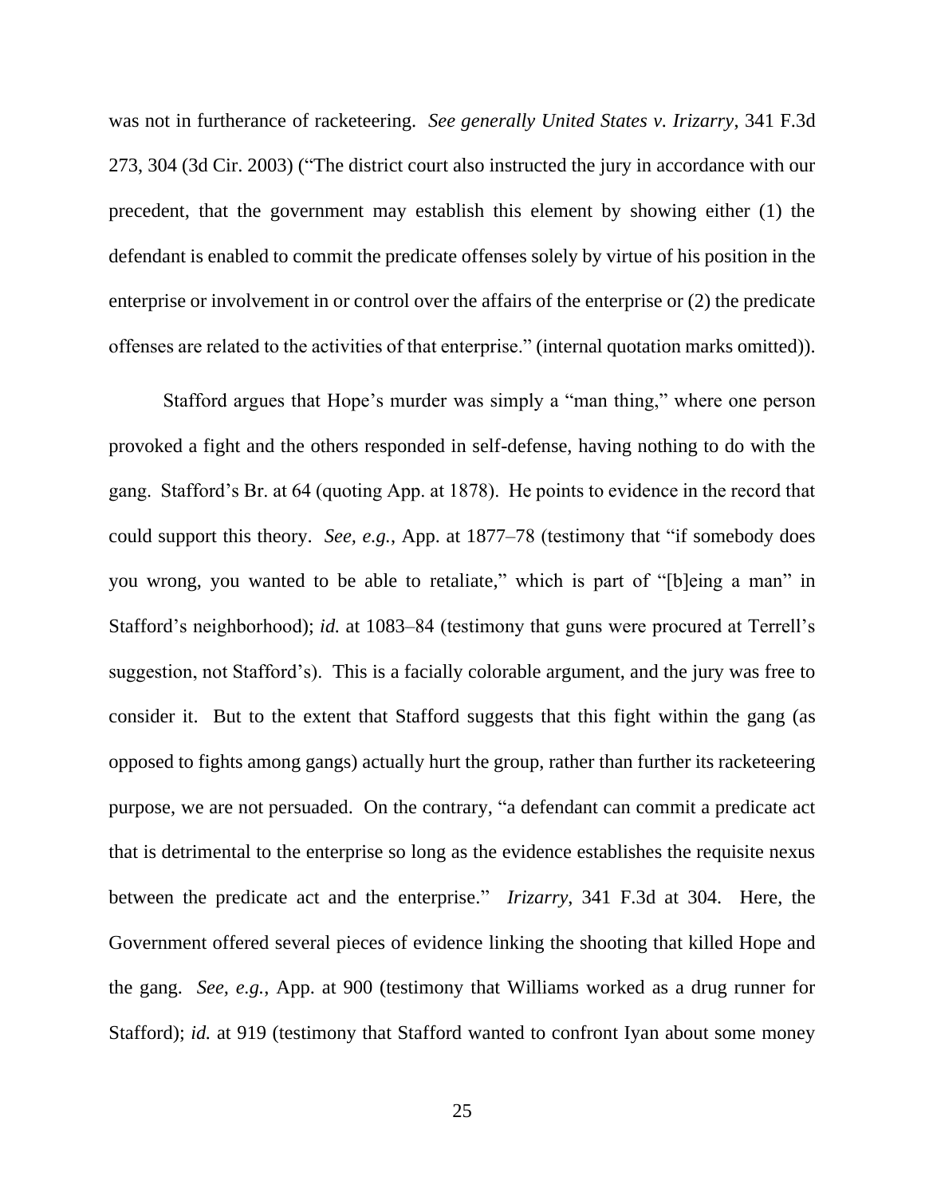was not in furtherance of racketeering. *See generally United States v. Irizarry*, 341 F.3d 273, 304 (3d Cir. 2003) ("The district court also instructed the jury in accordance with our precedent, that the government may establish this element by showing either (1) the defendant is enabled to commit the predicate offenses solely by virtue of his position in the enterprise or involvement in or control over the affairs of the enterprise or (2) the predicate offenses are related to the activities of that enterprise." (internal quotation marks omitted)).

Stafford argues that Hope's murder was simply a "man thing," where one person provoked a fight and the others responded in self-defense, having nothing to do with the gang. Stafford's Br. at 64 (quoting App. at 1878). He points to evidence in the record that could support this theory. *See, e.g.*, App. at 1877–78 (testimony that "if somebody does you wrong, you wanted to be able to retaliate," which is part of "[b]eing a man" in Stafford's neighborhood); *id.* at 1083–84 (testimony that guns were procured at Terrell's suggestion, not Stafford's). This is a facially colorable argument, and the jury was free to consider it. But to the extent that Stafford suggests that this fight within the gang (as opposed to fights among gangs) actually hurt the group, rather than further its racketeering purpose, we are not persuaded. On the contrary, "a defendant can commit a predicate act that is detrimental to the enterprise so long as the evidence establishes the requisite nexus between the predicate act and the enterprise." *Irizarry*, 341 F.3d at 304. Here, the Government offered several pieces of evidence linking the shooting that killed Hope and the gang. *See, e.g.*, App. at 900 (testimony that Williams worked as a drug runner for Stafford); *id.* at 919 (testimony that Stafford wanted to confront Iyan about some money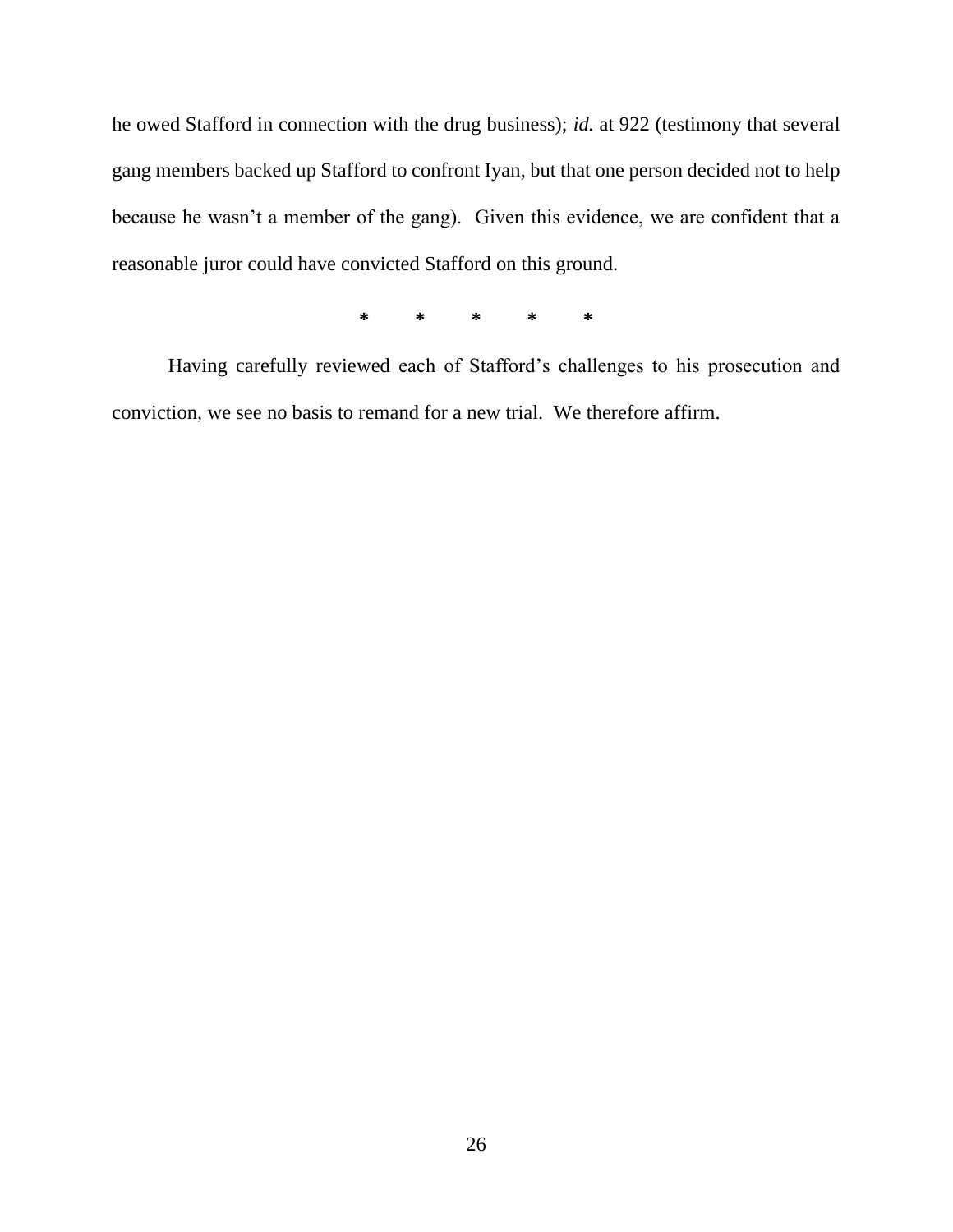he owed Stafford in connection with the drug business); *id.* at 922 (testimony that several gang members backed up Stafford to confront Iyan, but that one person decided not to help because he wasn't a member of the gang). Given this evidence, we are confident that a reasonable juror could have convicted Stafford on this ground.

\*   \*   \*   \*   \*

Having carefully reviewed each of Stafford's challenges to his prosecution and conviction, we see no basis to remand for a new trial. We therefore affirm.